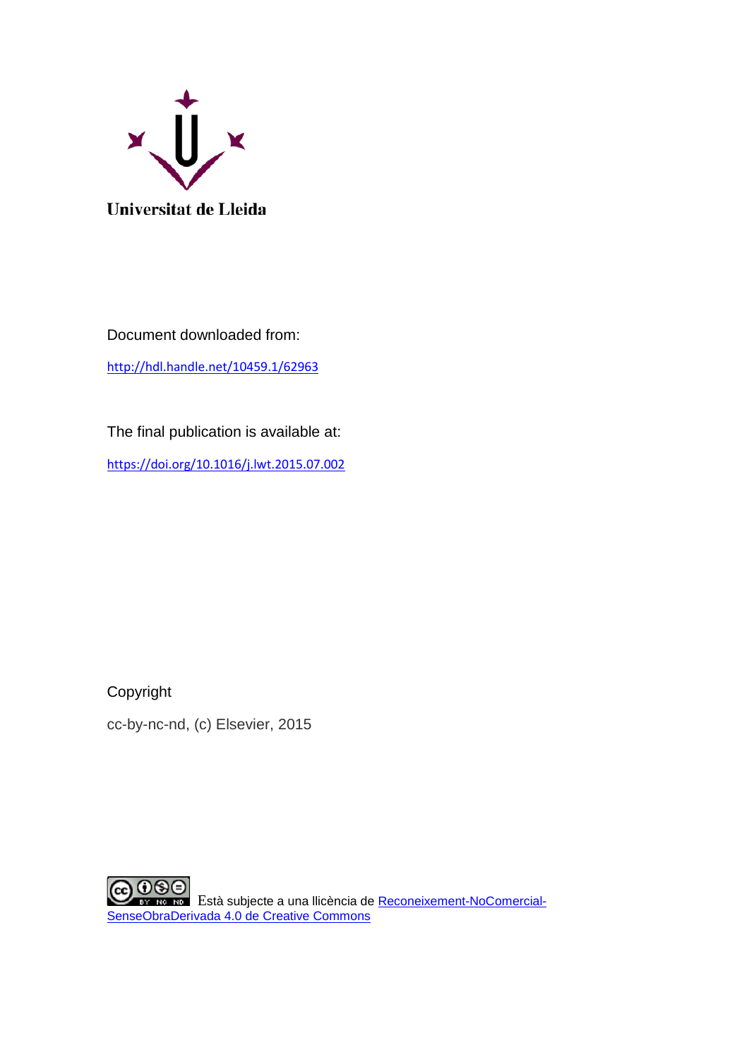Universitat de Lleida

Document downloaded from:

http://hdl.handle.net/10459.1/62963

The final publication is available at:

https://doi.org/10.1016/j.lwt.2015.07.002

Copyright

cc-by-nc-nd, (c) Elsevier, 2015

Està subjecte a una llicència de Reconeixement-NoComercial-SenseObraDerivada 4.0 de Creative Commons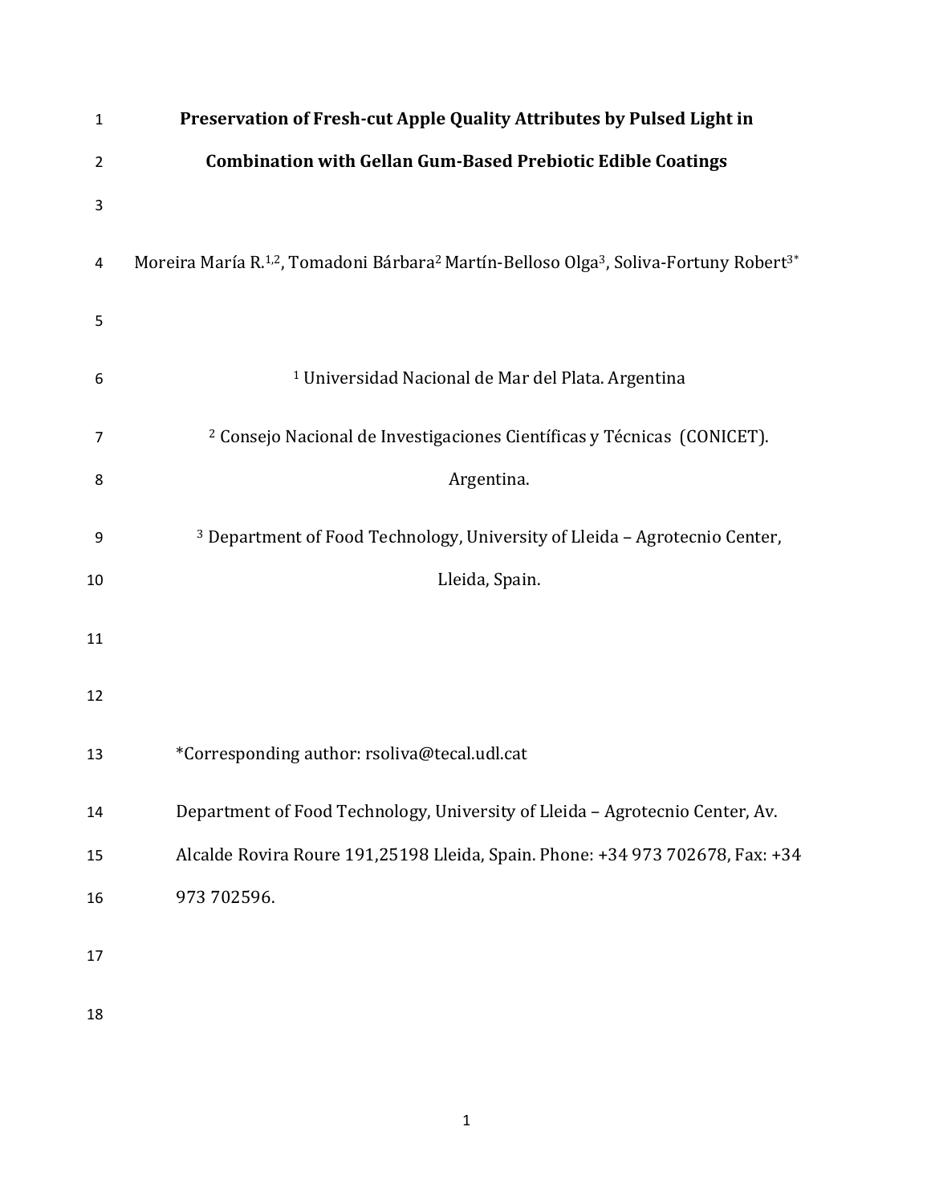# Preservation of Fresh-cut Apple Quality Attributes by Pulsed Light in Combination with Gellan Gum-Based Prebiotic Edible Coatings

Moreira María R.[1,2], Tomadoni Bárbara[2] Martín-Belloso Olga[3], Soliva-Fortuny Robert[3*]

[1] Universidad Nacional de Mar del Plata. Argentina

[2] Consejo Nacional de Investigaciones Científicas y Técnicas (CONICET). Argentina.

[3] Department of Food Technology, University of Lleida – Agrotecnio Center, Lleida, Spain.

*Corresponding author: rsoliva@tecal.udl.cat

Department of Food Technology, University of Lleida – Agrotecnio Center, Av. Alcalde Rovira Roure 191,25198 Lleida, Spain. Phone: +34 973 702678, Fax: +34 973 702596.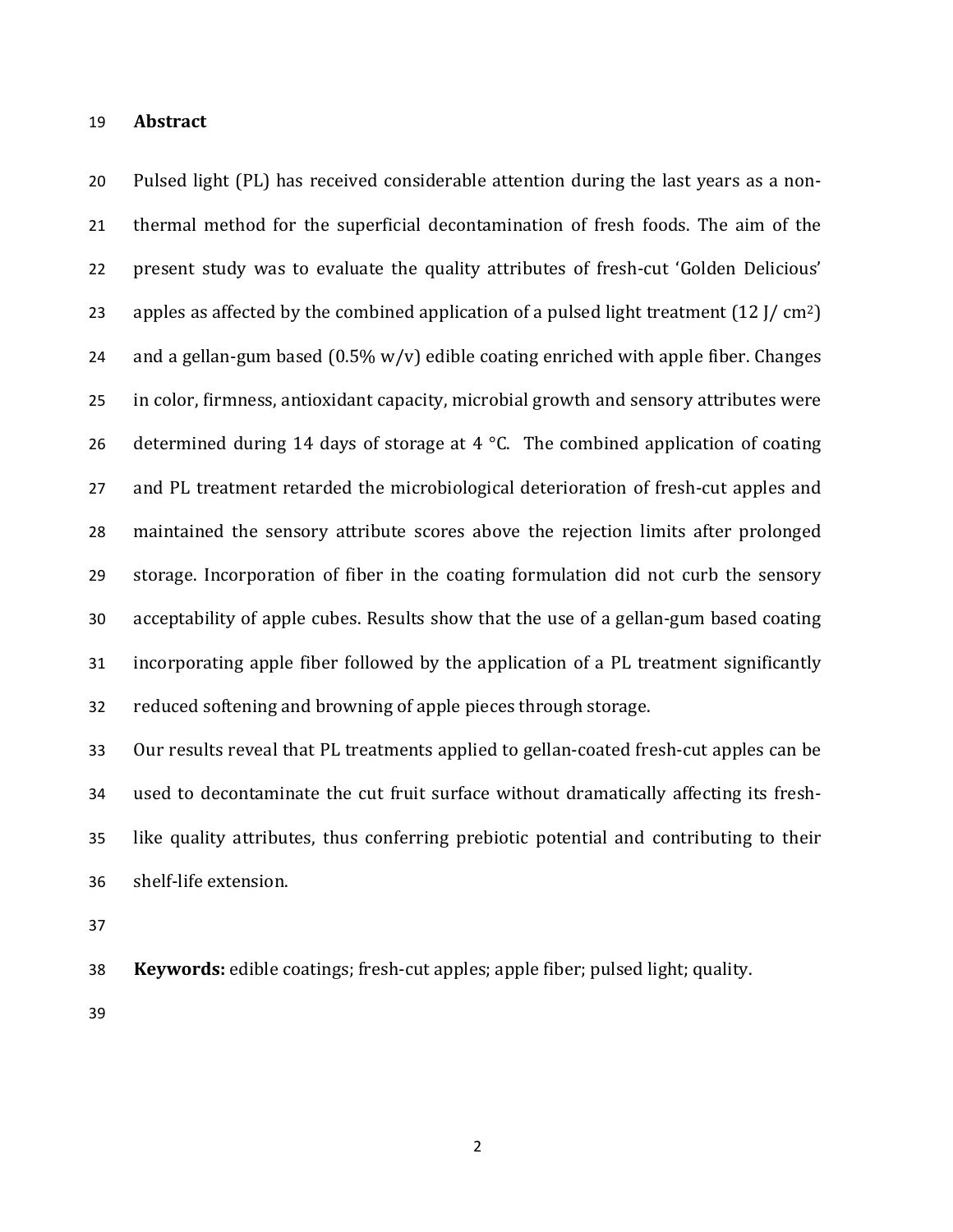## Abstract

Pulsed light (PL) has received considerable attention during the last years as a non-thermal method for the superficial decontamination of fresh foods. The aim of the present study was to evaluate the quality attributes of fresh-cut 'Golden Delicious' apples as affected by the combined application of a pulsed light treatment (12 J/ $cm^2$) and a gellan-gum based (0.5% w/v) edible coating enriched with apple fiber. Changes in color, firmness, antioxidant capacity, microbial growth and sensory attributes were determined during 14 days of storage at 4 °C. The combined application of coating and PL treatment retarded the microbiological deterioration of fresh-cut apples and maintained the sensory attribute scores above the rejection limits after prolonged storage. Incorporation of fiber in the coating formulation did not curb the sensory acceptability of apple cubes. Results show that the use of a gellan-gum based coating incorporating apple fiber followed by the application of a PL treatment significantly reduced softening and browning of apple pieces through storage.

Our results reveal that PL treatments applied to gellan-coated fresh-cut apples can be used to decontaminate the cut fruit surface without dramatically affecting its fresh-like quality attributes, thus conferring prebiotic potential and contributing to their shelf-life extension.

**Keywords:** edible coatings; fresh-cut apples; apple fiber; pulsed light; quality.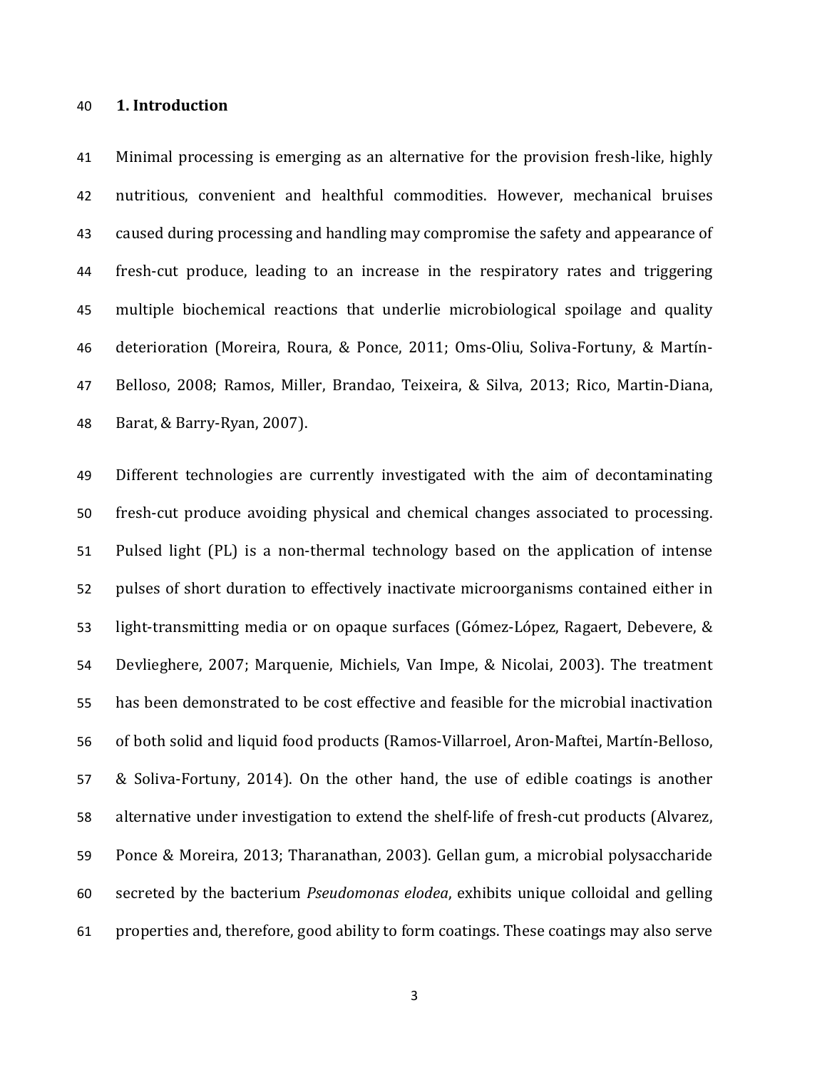# 1. Introduction

Minimal processing is emerging as an alternative for the provision fresh-like, highly nutritious, convenient and healthful commodities. However, mechanical bruises caused during processing and handling may compromise the safety and appearance of fresh-cut produce, leading to an increase in the respiratory rates and triggering multiple biochemical reactions that underlie microbiological spoilage and quality deterioration (Moreira, Roura, & Ponce, 2011; Oms-Oliu, Soliva-Fortuny, & Martín-Belloso, 2008; Ramos, Miller, Brandao, Teixeira, & Silva, 2013; Rico, Martin-Diana, Barat, & Barry-Ryan, 2007).

Different technologies are currently investigated with the aim of decontaminating fresh-cut produce avoiding physical and chemical changes associated to processing. Pulsed light (PL) is a non-thermal technology based on the application of intense pulses of short duration to effectively inactivate microorganisms contained either in light-transmitting media or on opaque surfaces (Gómez-López, Ragaert, Debevere, & Devlieghere, 2007; Marquenie, Michiels, Van Impe, & Nicolai, 2003). The treatment has been demonstrated to be cost effective and feasible for the microbial inactivation of both solid and liquid food products (Ramos-Villarroel, Aron-Maftei, Martín-Belloso, & Soliva-Fortuny, 2014). On the other hand, the use of edible coatings is another alternative under investigation to extend the shelf-life of fresh-cut products (Alvarez, Ponce & Moreira, 2013; Tharanathan, 2003). Gellan gum, a microbial polysaccharide secreted by the bacterium *Pseudomonas elodea*, exhibits unique colloidal and gelling properties and, therefore, good ability to form coatings. These coatings may also serve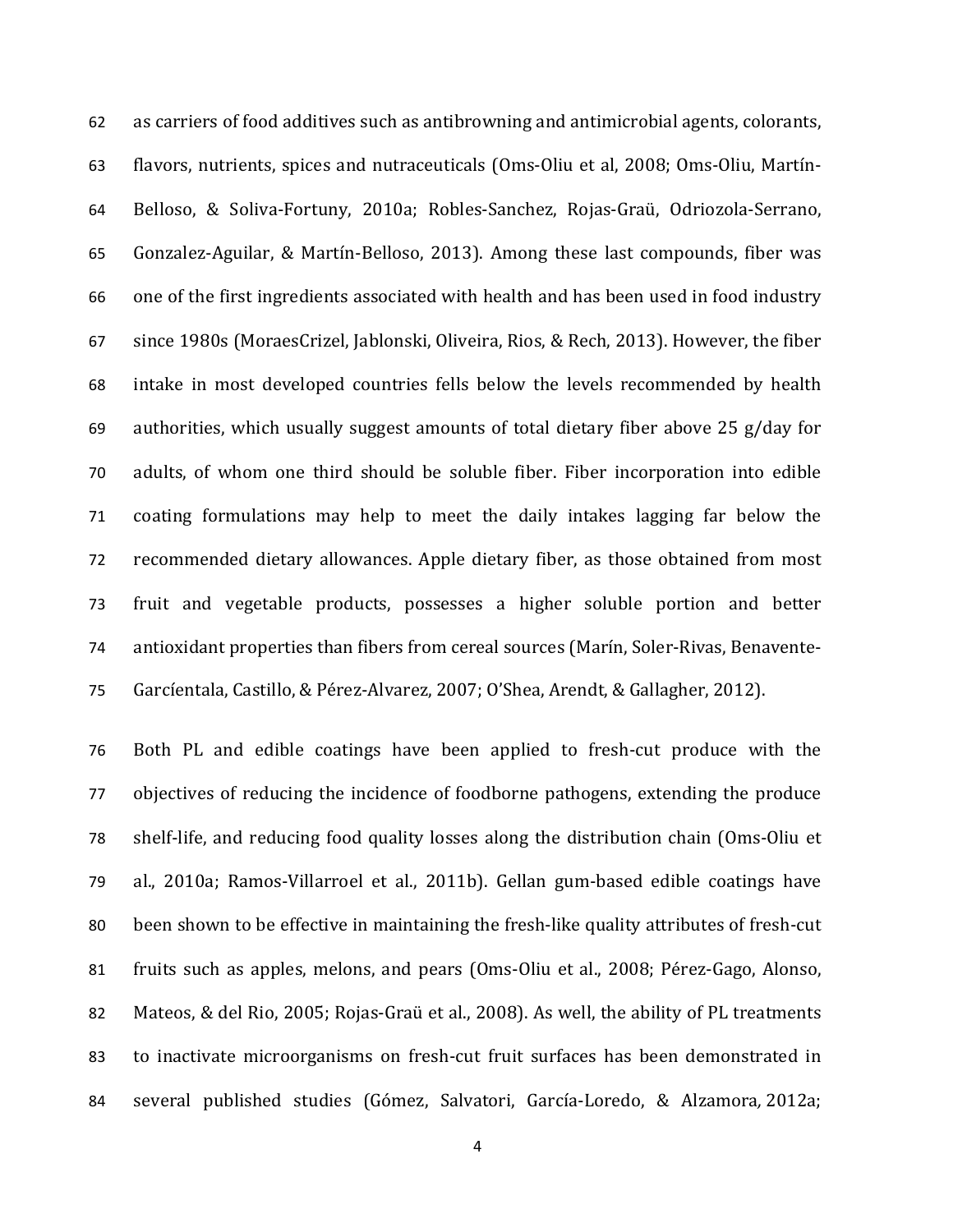as carriers of food additives such as antibrowning and antimicrobial agents, colorants, flavors, nutrients, spices and nutraceuticals (Oms-Oliu et al, 2008; Oms-Oliu, Martín-Belloso, & Soliva-Fortuny, 2010a; Robles-Sanchez, Rojas-Graü, Odriozola-Serrano, Gonzalez-Aguilar, & Martín-Belloso, 2013). Among these last compounds, fiber was one of the first ingredients associated with health and has been used in food industry since 1980s (MoraesCrizel, Jablonski, Oliveira, Rios, & Rech, 2013). However, the fiber intake in most developed countries fells below the levels recommended by health authorities, which usually suggest amounts of total dietary fiber above 25 g/day for adults, of whom one third should be soluble fiber. Fiber incorporation into edible coating formulations may help to meet the daily intakes lagging far below the recommended dietary allowances. Apple dietary fiber, as those obtained from most fruit and vegetable products, possesses a higher soluble portion and better antioxidant properties than fibers from cereal sources (Marín, Soler-Rivas, Benavente-Garcíentala, Castillo, & Pérez-Alvarez, 2007; O'Shea, Arendt, & Gallagher, 2012).

Both PL and edible coatings have been applied to fresh-cut produce with the objectives of reducing the incidence of foodborne pathogens, extending the produce shelf-life, and reducing food quality losses along the distribution chain (Oms-Oliu et al., 2010a; Ramos-Villarroel et al., 2011b). Gellan gum-based edible coatings have been shown to be effective in maintaining the fresh-like quality attributes of fresh-cut fruits such as apples, melons, and pears (Oms-Oliu et al., 2008; Pérez-Gago, Alonso, Mateos, & del Rio, 2005; Rojas-Graü et al., 2008). As well, the ability of PL treatments to inactivate microorganisms on fresh-cut fruit surfaces has been demonstrated in several published studies (Gómez, Salvatori, García-Loredo, & Alzamora, 2012a;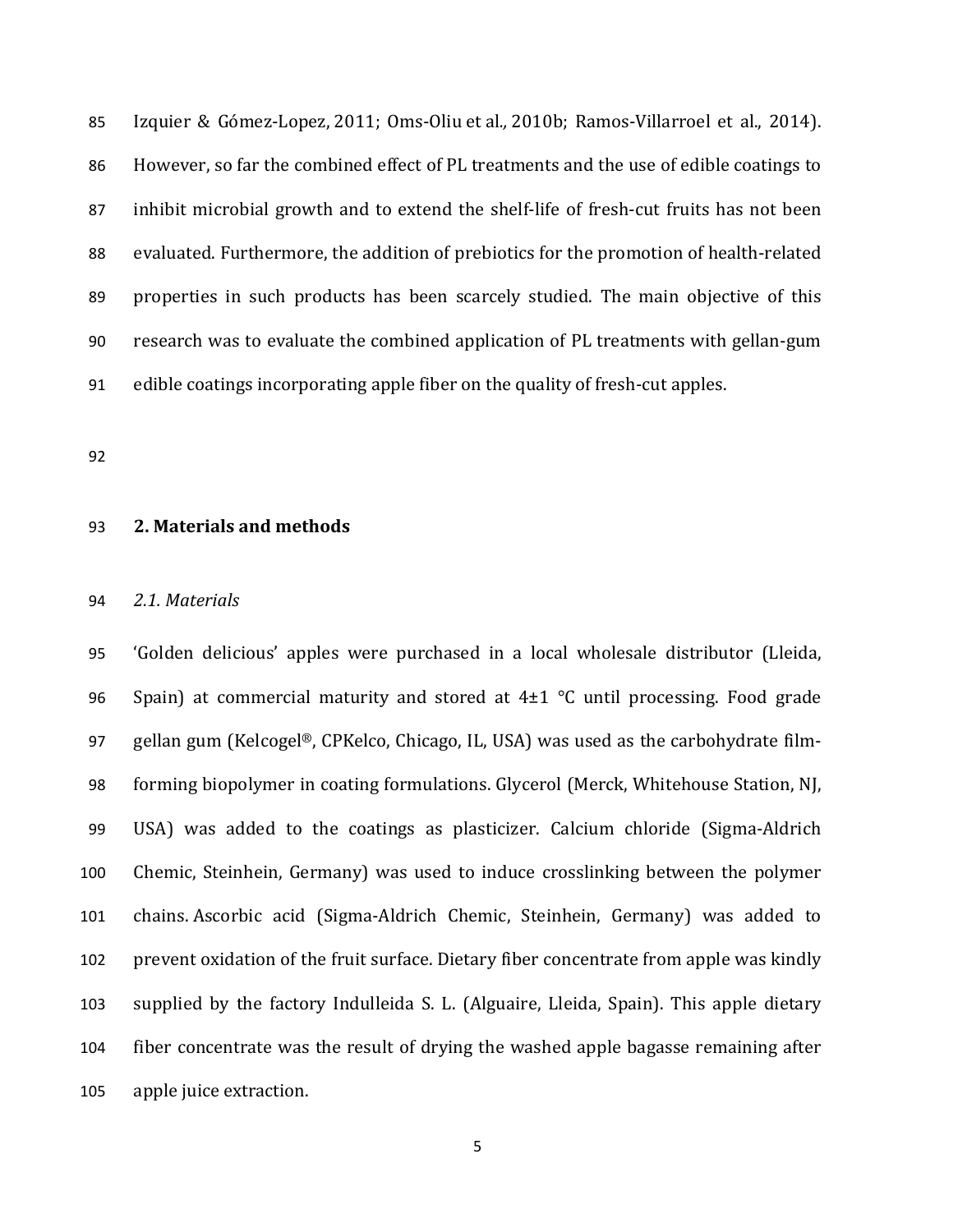Izquier & Gómez-Lopez, 2011; Oms-Oliu et al., 2010b; Ramos-Villarroel et al., 2014). However, so far the combined effect of PL treatments and the use of edible coatings to inhibit microbial growth and to extend the shelf-life of fresh-cut fruits has not been evaluated. Furthermore, the addition of prebiotics for the promotion of health-related properties in such products has been scarcely studied. The main objective of this research was to evaluate the combined application of PL treatments with gellan-gum edible coatings incorporating apple fiber on the quality of fresh-cut apples.

## 2. Materials and methods

### *2.1. Materials*

'Golden delicious' apples were purchased in a local wholesale distributor (Lleida, Spain) at commercial maturity and stored at 4±1 °C until processing. Food grade gellan gum (Kelcogel®, CPKelco, Chicago, IL, USA) was used as the carbohydrate film-forming biopolymer in coating formulations. Glycerol (Merck, Whitehouse Station, NJ, USA) was added to the coatings as plasticizer. Calcium chloride (Sigma-Aldrich Chemic, Steinhein, Germany) was used to induce crosslinking between the polymer chains. Ascorbic acid (Sigma-Aldrich Chemic, Steinhein, Germany) was added to prevent oxidation of the fruit surface. Dietary fiber concentrate from apple was kindly supplied by the factory Indulleida S. L. (Alguaire, Lleida, Spain). This apple dietary fiber concentrate was the result of drying the washed apple bagasse remaining after apple juice extraction.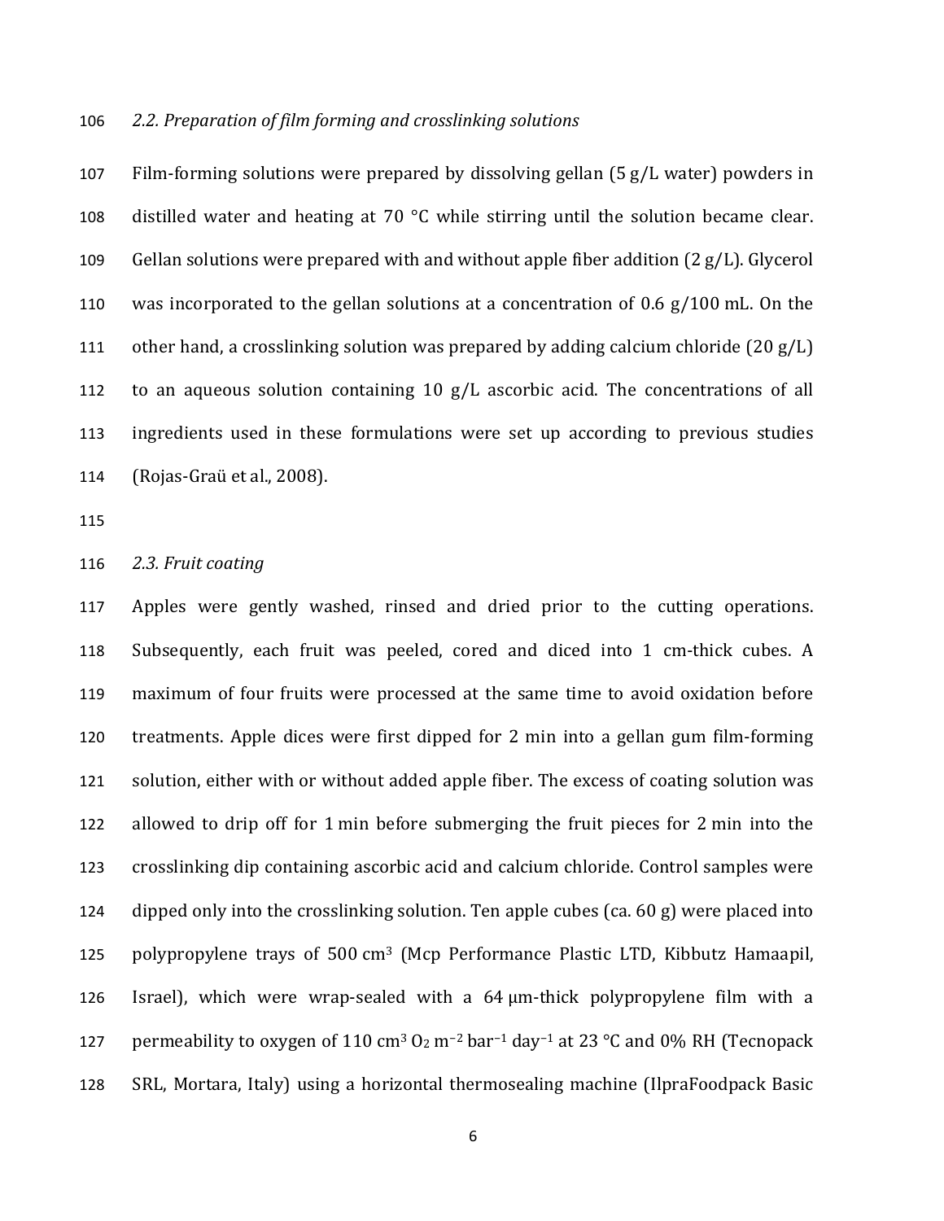*2.2. Preparation of film forming and crosslinking solutions*

Film-forming solutions were prepared by dissolving gellan (5 g/L water) powders in distilled water and heating at 70 °C while stirring until the solution became clear. Gellan solutions were prepared with and without apple fiber addition (2 g/L). Glycerol was incorporated to the gellan solutions at a concentration of 0.6 g/100 mL. On the other hand, a crosslinking solution was prepared by adding calcium chloride (20 g/L) to an aqueous solution containing 10 g/L ascorbic acid. The concentrations of all ingredients used in these formulations were set up according to previous studies (Rojas-Graü et al., 2008).

*2.3. Fruit coating*

Apples were gently washed, rinsed and dried prior to the cutting operations. Subsequently, each fruit was peeled, cored and diced into 1 cm-thick cubes. A maximum of four fruits were processed at the same time to avoid oxidation before treatments. Apple dices were first dipped for 2 min into a gellan gum film-forming solution, either with or without added apple fiber. The excess of coating solution was allowed to drip off for 1 min before submerging the fruit pieces for 2 min into the crosslinking dip containing ascorbic acid and calcium chloride. Control samples were dipped only into the crosslinking solution. Ten apple cubes (ca. 60 g) were placed into polypropylene trays of 500 $cm^3$ (Mcp Performance Plastic LTD, Kibbutz Hamaapil, Israel), which were wrap-sealed with a 64 μm-thick polypropylene film with a permeability to oxygen of 110 $cm^3\ O_2\ m^{-2}\ bar^{-1}\ day^{-1}$ at 23 °C and 0% RH (Tecnopack SRL, Mortara, Italy) using a horizontal thermosealing machine (IlpraFoodpack Basic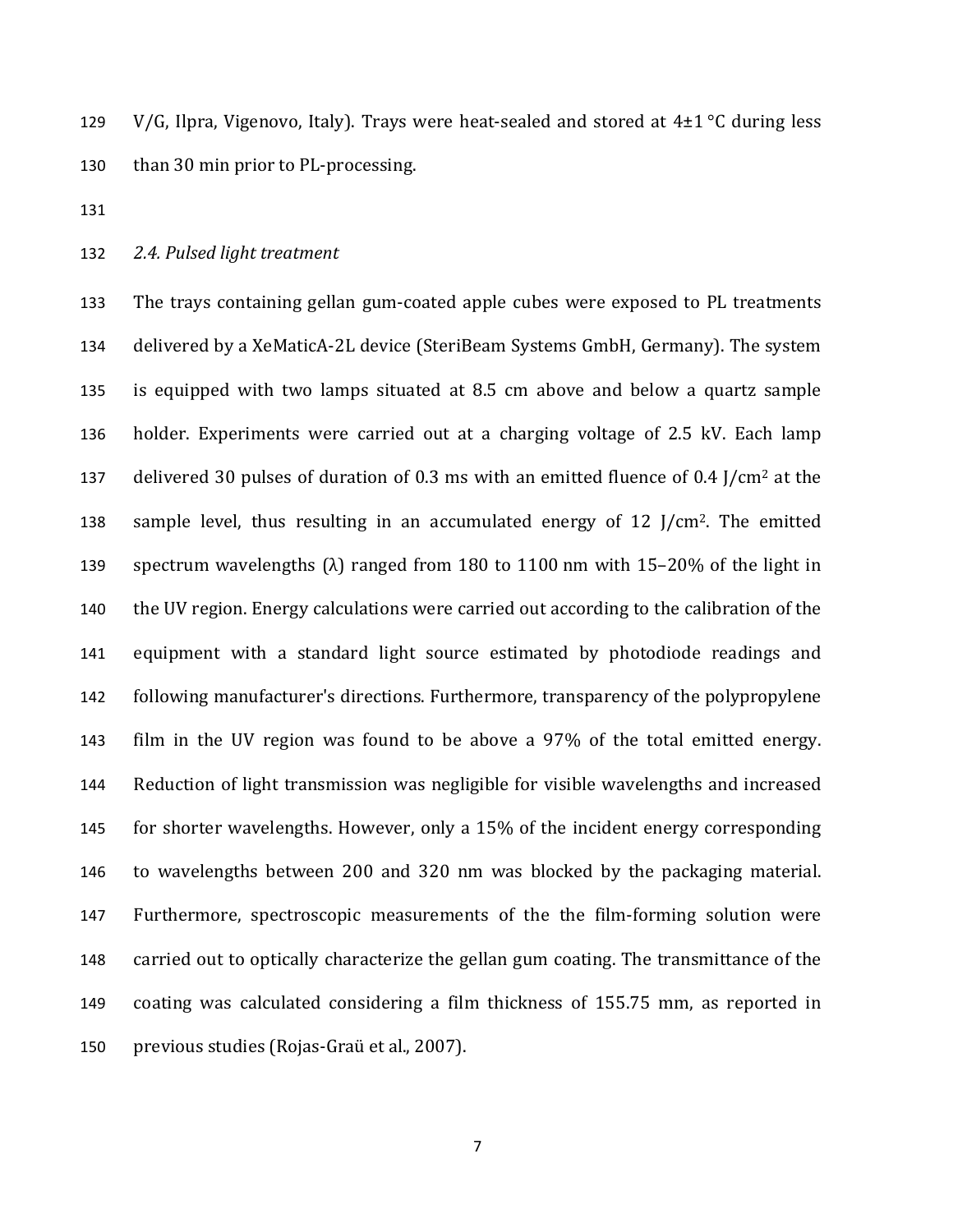V/G, Ilpra, Vigenovo, Italy). Trays were heat-sealed and stored at 4±1 °C during less than 30 min prior to PL-processing.

*2.4. Pulsed light treatment*

The trays containing gellan gum-coated apple cubes were exposed to PL treatments delivered by a XeMaticA-2L device (SteriBeam Systems GmbH, Germany). The system is equipped with two lamps situated at 8.5 cm above and below a quartz sample holder. Experiments were carried out at a charging voltage of 2.5 kV. Each lamp delivered 30 pulses of duration of 0.3 ms with an emitted fluence of 0.4 J/cm$^2$ at the sample level, thus resulting in an accumulated energy of 12 J/cm$^2$. The emitted spectrum wavelengths (λ) ranged from 180 to 1100 nm with 15–20% of the light in the UV region. Energy calculations were carried out according to the calibration of the equipment with a standard light source estimated by photodiode readings and following manufacturer's directions. Furthermore, transparency of the polypropylene film in the UV region was found to be above a 97% of the total emitted energy. Reduction of light transmission was negligible for visible wavelengths and increased for shorter wavelengths. However, only a 15% of the incident energy corresponding to wavelengths between 200 and 320 nm was blocked by the packaging material. Furthermore, spectroscopic measurements of the the film-forming solution were carried out to optically characterize the gellan gum coating. The transmittance of the coating was calculated considering a film thickness of 155.75 mm, as reported in previous studies (Rojas-Graü et al., 2007).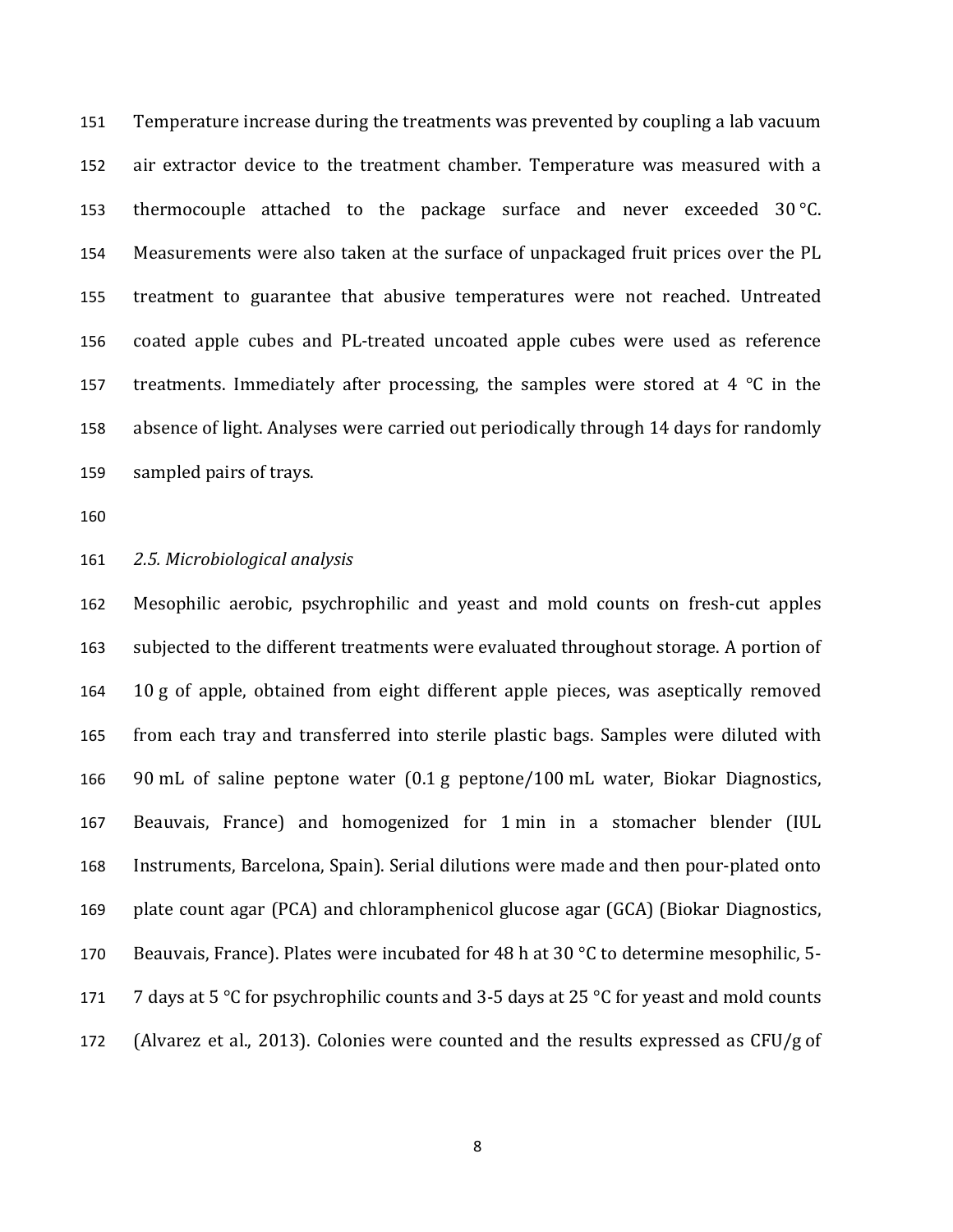Temperature increase during the treatments was prevented by coupling a lab vacuum air extractor device to the treatment chamber. Temperature was measured with a thermocouple attached to the package surface and never exceeded 30 °C. Measurements were also taken at the surface of unpackaged fruit prices over the PL treatment to guarantee that abusive temperatures were not reached. Untreated coated apple cubes and PL-treated uncoated apple cubes were used as reference treatments. Immediately after processing, the samples were stored at 4 °C in the absence of light. Analyses were carried out periodically through 14 days for randomly sampled pairs of trays.

### *2.5. Microbiological analysis*

Mesophilic aerobic, psychrophilic and yeast and mold counts on fresh-cut apples subjected to the different treatments were evaluated throughout storage. A portion of 10 g of apple, obtained from eight different apple pieces, was aseptically removed from each tray and transferred into sterile plastic bags. Samples were diluted with 90 mL of saline peptone water (0.1 g peptone/100 mL water, Biokar Diagnostics, Beauvais, France) and homogenized for 1 min in a stomacher blender (IUL Instruments, Barcelona, Spain). Serial dilutions were made and then pour-plated onto plate count agar (PCA) and chloramphenicol glucose agar (GCA) (Biokar Diagnostics, Beauvais, France). Plates were incubated for 48 h at 30 °C to determine mesophilic, 5-7 days at 5 °C for psychrophilic counts and 3-5 days at 25 °C for yeast and mold counts (Alvarez et al., 2013). Colonies were counted and the results expressed as CFU/g of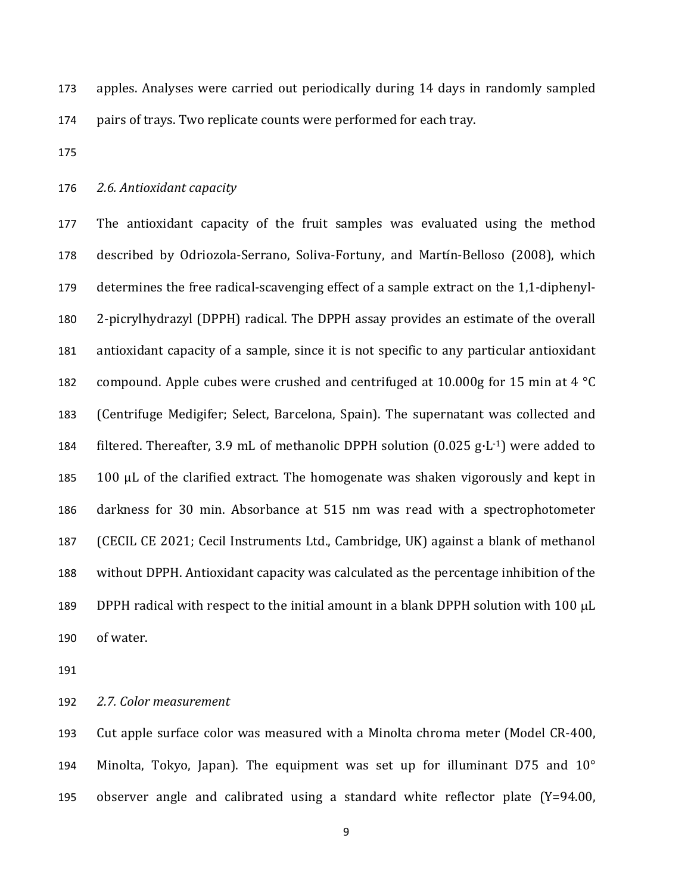apples. Analyses were carried out periodically during 14 days in randomly sampled pairs of trays. Two replicate counts were performed for each tray.

### *2.6. Antioxidant capacity*

The antioxidant capacity of the fruit samples was evaluated using the method described by Odriozola-Serrano, Soliva-Fortuny, and Martín-Belloso (2008), which determines the free radical-scavenging effect of a sample extract on the 1,1-diphenyl-2-picrylhydrazyl (DPPH) radical. The DPPH assay provides an estimate of the overall antioxidant capacity of a sample, since it is not specific to any particular antioxidant compound. Apple cubes were crushed and centrifuged at 10.000g for 15 min at 4 °C (Centrifuge Medigifer; Select, Barcelona, Spain). The supernatant was collected and filtered. Thereafter, 3.9 mL of methanolic DPPH solution (0.025 $g \cdot L^{-1}$) were added to 100 μL of the clarified extract. The homogenate was shaken vigorously and kept in darkness for 30 min. Absorbance at 515 nm was read with a spectrophotometer (CECIL CE 2021; Cecil Instruments Ltd., Cambridge, UK) against a blank of methanol without DPPH. Antioxidant capacity was calculated as the percentage inhibition of the DPPH radical with respect to the initial amount in a blank DPPH solution with 100 μL of water.

### *2.7. Color measurement*

Cut apple surface color was measured with a Minolta chroma meter (Model CR-400, Minolta, Tokyo, Japan). The equipment was set up for illuminant D75 and 10° observer angle and calibrated using a standard white reflector plate (Y=94.00,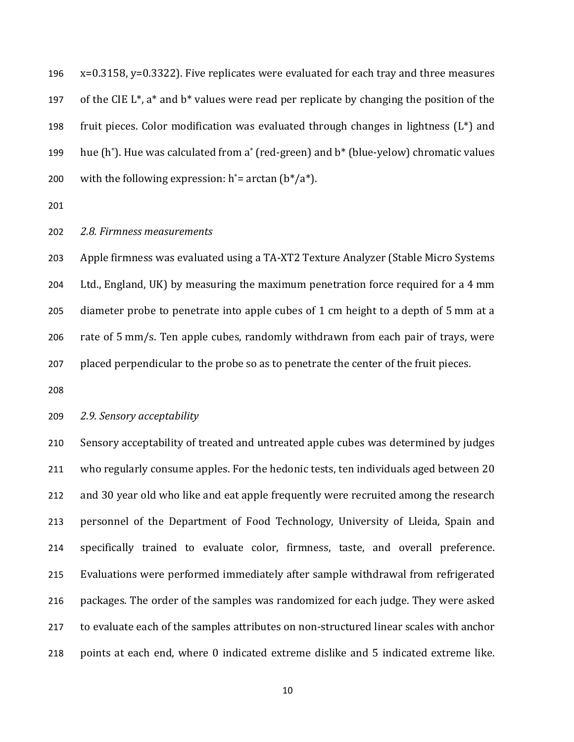x=0.3158, y=0.3322). Five replicates were evaluated for each tray and three measures of the CIE $L^*$, $a^*$ and $b^*$ values were read per replicate by changing the position of the fruit pieces. Color modification was evaluated through changes in lightness ($L^*$) and hue ($h^*$). Hue was calculated from $a^*$ (red-green) and $b^*$ (blue-yelow) chromatic values with the following expression: $h^* = \arctan(b^*/a^*)$.

### *2.8. Firmness measurements*

Apple firmness was evaluated using a TA-XT2 Texture Analyzer (Stable Micro Systems Ltd., England, UK) by measuring the maximum penetration force required for a 4 mm diameter probe to penetrate into apple cubes of 1 cm height to a depth of 5 mm at a rate of 5 mm/s. Ten apple cubes, randomly withdrawn from each pair of trays, were placed perpendicular to the probe so as to penetrate the center of the fruit pieces.

### *2.9. Sensory acceptability*

Sensory acceptability of treated and untreated apple cubes was determined by judges who regularly consume apples. For the hedonic tests, ten individuals aged between 20 and 30 year old who like and eat apple frequently were recruited among the research personnel of the Department of Food Technology, University of Lleida, Spain and specifically trained to evaluate color, firmness, taste, and overall preference. Evaluations were performed immediately after sample withdrawal from refrigerated packages. The order of the samples was randomized for each judge. They were asked to evaluate each of the samples attributes on non-structured linear scales with anchor points at each end, where 0 indicated extreme dislike and 5 indicated extreme like.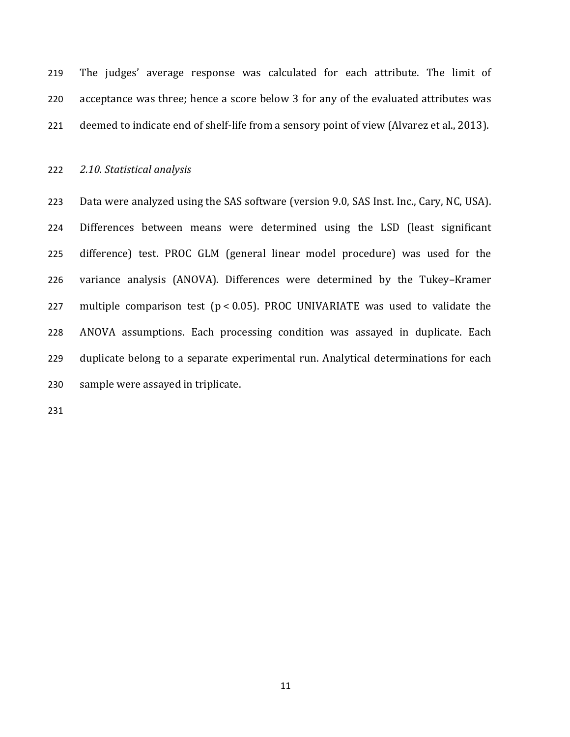The judges' average response was calculated for each attribute. The limit of acceptance was three; hence a score below 3 for any of the evaluated attributes was deemed to indicate end of shelf-life from a sensory point of view (Alvarez et al., 2013).

### *2.10. Statistical analysis*

Data were analyzed using the SAS software (version 9.0, SAS Inst. Inc., Cary, NC, USA). Differences between means were determined using the LSD (least significant difference) test. PROC GLM (general linear model procedure) was used for the variance analysis (ANOVA). Differences were determined by the Tukey–Kramer multiple comparison test ($p < 0.05$). PROC UNIVARIATE was used to validate the ANOVA assumptions. Each processing condition was assayed in duplicate. Each duplicate belong to a separate experimental run. Analytical determinations for each sample were assayed in triplicate.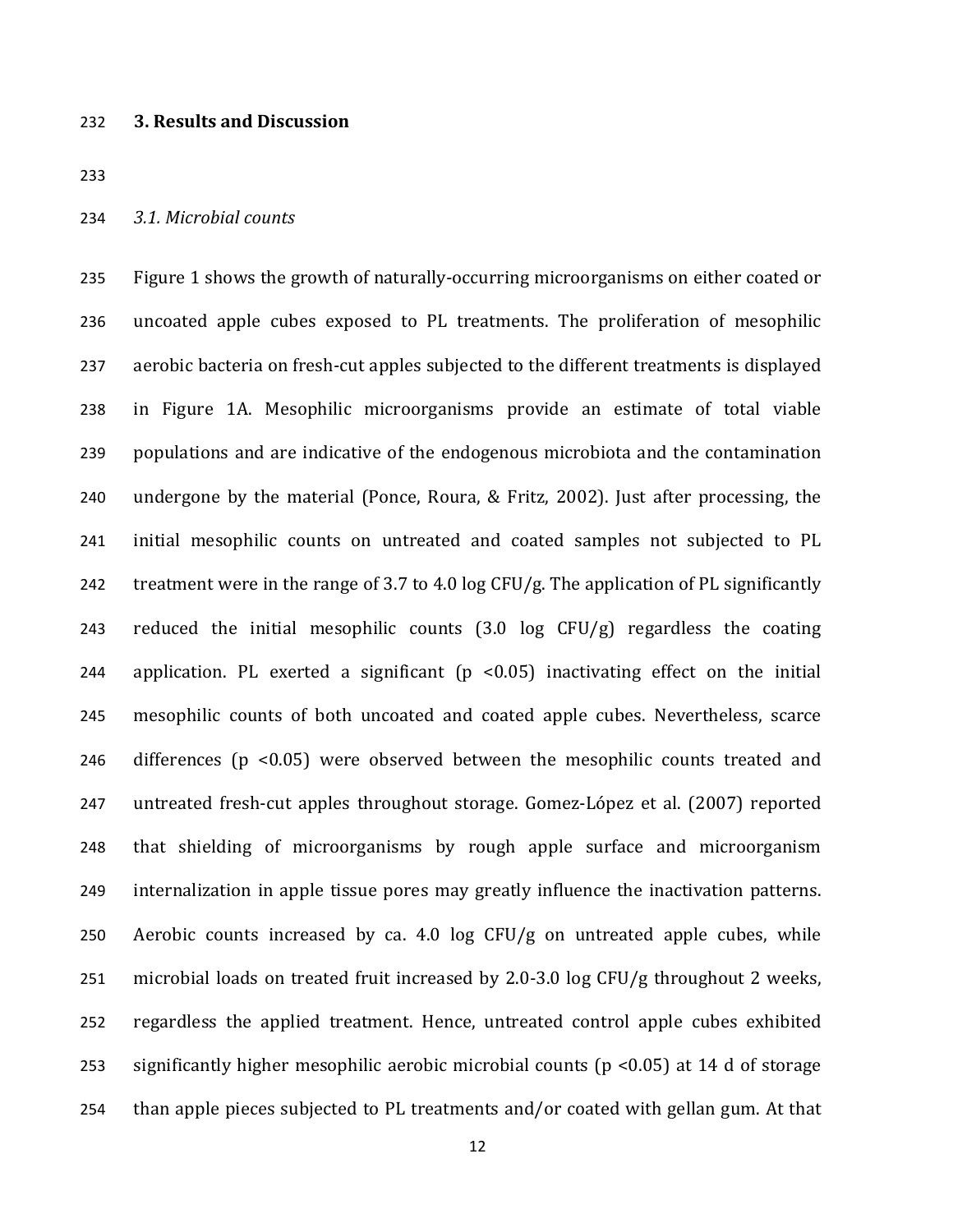## 3. Results and Discussion

### *3.1. Microbial counts*

Figure 1 shows the growth of naturally-occurring microorganisms on either coated or uncoated apple cubes exposed to PL treatments. The proliferation of mesophilic aerobic bacteria on fresh-cut apples subjected to the different treatments is displayed in Figure 1A. Mesophilic microorganisms provide an estimate of total viable populations and are indicative of the endogenous microbiota and the contamination undergone by the material (Ponce, Roura, & Fritz, 2002). Just after processing, the initial mesophilic counts on untreated and coated samples not subjected to PL treatment were in the range of 3.7 to 4.0 log CFU/g. The application of PL significantly reduced the initial mesophilic counts (3.0 log CFU/g) regardless the coating application. PL exerted a significant ($p < 0.05$) inactivating effect on the initial mesophilic counts of both uncoated and coated apple cubes. Nevertheless, scarce differences ($p < 0.05$) were observed between the mesophilic counts treated and untreated fresh-cut apples throughout storage. Gomez-López et al. (2007) reported that shielding of microorganisms by rough apple surface and microorganism internalization in apple tissue pores may greatly influence the inactivation patterns. Aerobic counts increased by ca. 4.0 log CFU/g on untreated apple cubes, while microbial loads on treated fruit increased by 2.0-3.0 log CFU/g throughout 2 weeks, regardless the applied treatment. Hence, untreated control apple cubes exhibited significantly higher mesophilic aerobic microbial counts ($p < 0.05$) at 14 d of storage than apple pieces subjected to PL treatments and/or coated with gellan gum. At that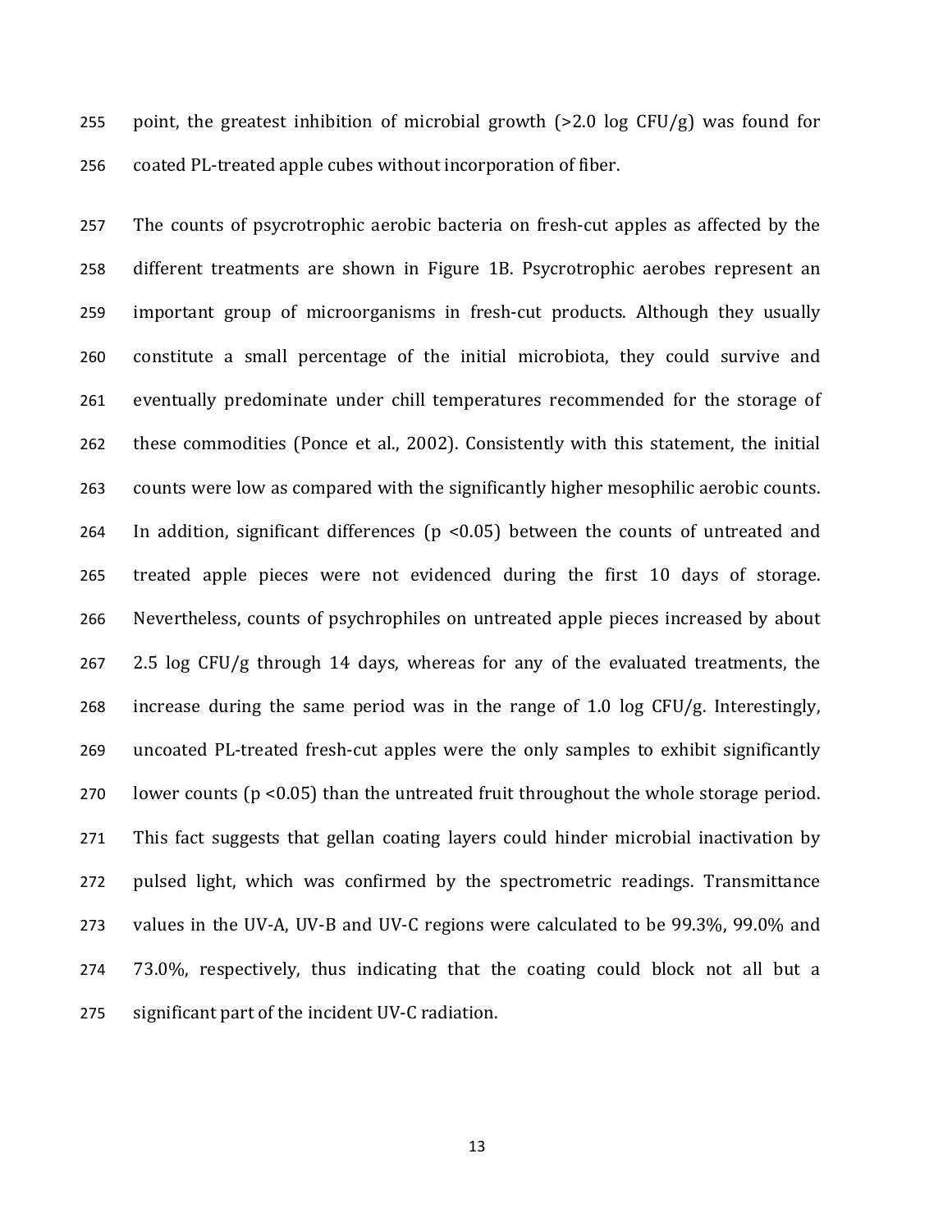point, the greatest inhibition of microbial growth (>2.0 log CFU/g) was found for coated PL-treated apple cubes without incorporation of fiber.

The counts of psycrotrophic aerobic bacteria on fresh-cut apples as affected by the different treatments are shown in Figure 1B. Psycrotrophic aerobes represent an important group of microorganisms in fresh-cut products. Although they usually constitute a small percentage of the initial microbiota, they could survive and eventually predominate under chill temperatures recommended for the storage of these commodities (Ponce et al., 2002). Consistently with this statement, the initial counts were low as compared with the significantly higher mesophilic aerobic counts. In addition, significant differences ($p < 0.05$) between the counts of untreated and treated apple pieces were not evidenced during the first 10 days of storage. Nevertheless, counts of psychrophiles on untreated apple pieces increased by about 2.5 log CFU/g through 14 days, whereas for any of the evaluated treatments, the increase during the same period was in the range of 1.0 log CFU/g. Interestingly, uncoated PL-treated fresh-cut apples were the only samples to exhibit significantly lower counts ($p < 0.05$) than the untreated fruit throughout the whole storage period. This fact suggests that gellan coating layers could hinder microbial inactivation by pulsed light, which was confirmed by the spectrometric readings. Transmittance values in the UV-A, UV-B and UV-C regions were calculated to be 99.3%, 99.0% and 73.0%, respectively, thus indicating that the coating could block not all but a significant part of the incident UV-C radiation.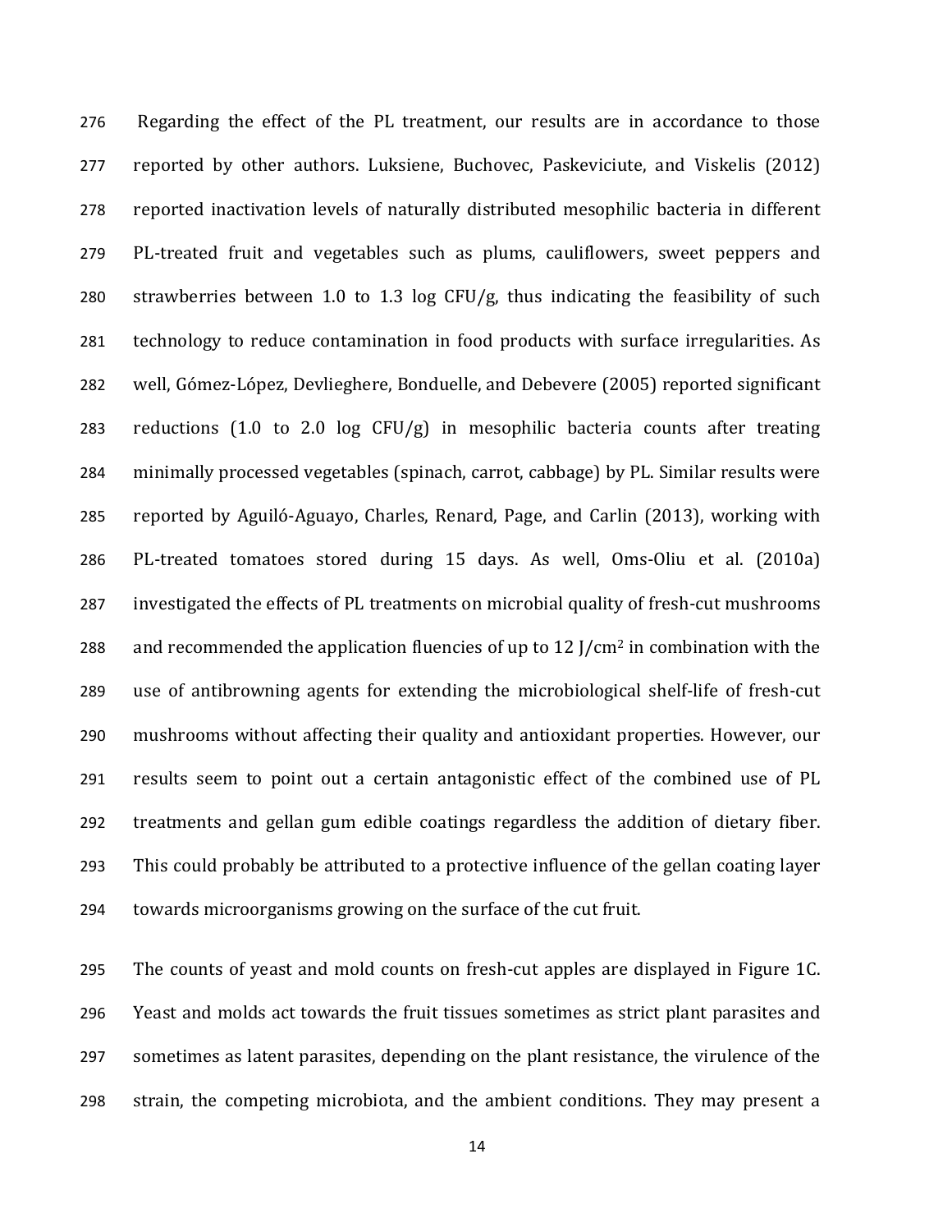Regarding the effect of the PL treatment, our results are in accordance to those reported by other authors. Luksiene, Buchovec, Paskeviciute, and Viskelis (2012) reported inactivation levels of naturally distributed mesophilic bacteria in different PL-treated fruit and vegetables such as plums, cauliflowers, sweet peppers and strawberries between 1.0 to 1.3 log CFU/g, thus indicating the feasibility of such technology to reduce contamination in food products with surface irregularities. As well, Gómez-López, Devlieghere, Bonduelle, and Debevere (2005) reported significant reductions (1.0 to 2.0 log CFU/g) in mesophilic bacteria counts after treating minimally processed vegetables (spinach, carrot, cabbage) by PL. Similar results were reported by Aguiló-Aguayo, Charles, Renard, Page, and Carlin (2013), working with PL-treated tomatoes stored during 15 days. As well, Oms-Oliu et al. (2010a) investigated the effects of PL treatments on microbial quality of fresh-cut mushrooms and recommended the application fluencies of up to 12 J/cm$^2$ in combination with the use of antibrowning agents for extending the microbiological shelf-life of fresh-cut mushrooms without affecting their quality and antioxidant properties. However, our results seem to point out a certain antagonistic effect of the combined use of PL treatments and gellan gum edible coatings regardless the addition of dietary fiber. This could probably be attributed to a protective influence of the gellan coating layer towards microorganisms growing on the surface of the cut fruit.

The counts of yeast and mold counts on fresh-cut apples are displayed in Figure 1C. Yeast and molds act towards the fruit tissues sometimes as strict plant parasites and sometimes as latent parasites, depending on the plant resistance, the virulence of the strain, the competing microbiota, and the ambient conditions. They may present a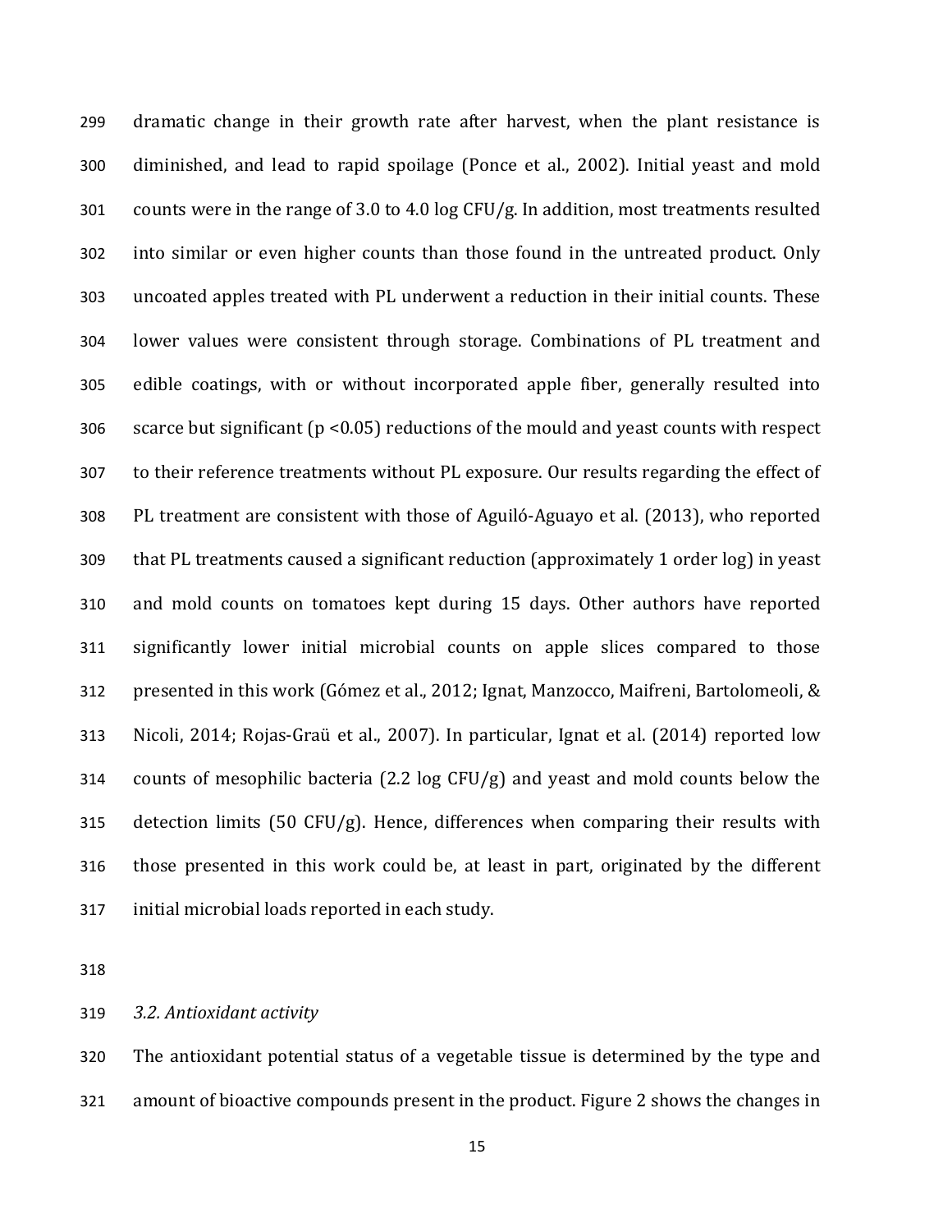dramatic change in their growth rate after harvest, when the plant resistance is diminished, and lead to rapid spoilage (Ponce et al., 2002). Initial yeast and mold counts were in the range of 3.0 to 4.0 log CFU/g. In addition, most treatments resulted into similar or even higher counts than those found in the untreated product. Only uncoated apples treated with PL underwent a reduction in their initial counts. These lower values were consistent through storage. Combinations of PL treatment and edible coatings, with or without incorporated apple fiber, generally resulted into scarce but significant ($p < 0.05$) reductions of the mould and yeast counts with respect to their reference treatments without PL exposure. Our results regarding the effect of PL treatment are consistent with those of Aguiló-Aguayo et al. (2013), who reported that PL treatments caused a significant reduction (approximately 1 order log) in yeast and mold counts on tomatoes kept during 15 days. Other authors have reported significantly lower initial microbial counts on apple slices compared to those presented in this work (Gómez et al., 2012; Ignat, Manzocco, Maifreni, Bartolomeoli, & Nicoli, 2014; Rojas-Graü et al., 2007). In particular, Ignat et al. (2014) reported low counts of mesophilic bacteria (2.2 log CFU/g) and yeast and mold counts below the detection limits (50 CFU/g). Hence, differences when comparing their results with those presented in this work could be, at least in part, originated by the different initial microbial loads reported in each study.

### *3.2. Antioxidant activity*

The antioxidant potential status of a vegetable tissue is determined by the type and amount of bioactive compounds present in the product. Figure 2 shows the changes in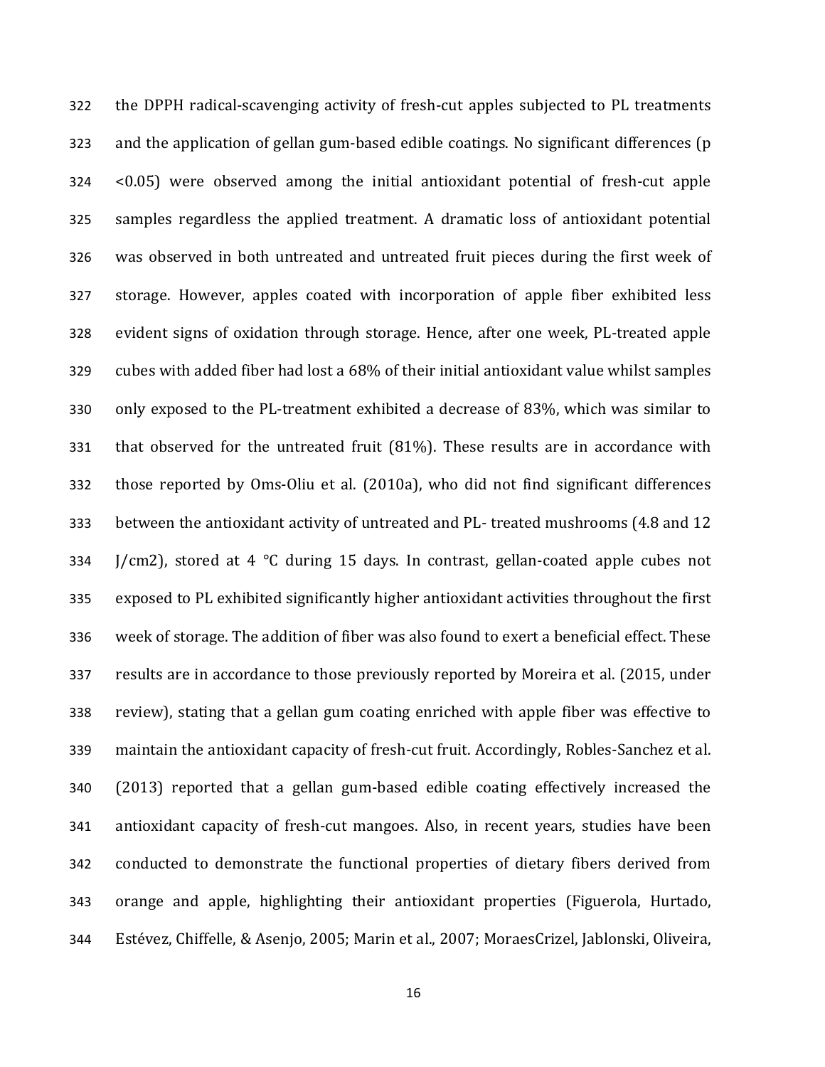the DPPH radical-scavenging activity of fresh-cut apples subjected to PL treatments and the application of gellan gum-based edible coatings. No significant differences ($p < 0.05$) were observed among the initial antioxidant potential of fresh-cut apple samples regardless the applied treatment. A dramatic loss of antioxidant potential was observed in both untreated and untreated fruit pieces during the first week of storage. However, apples coated with incorporation of apple fiber exhibited less evident signs of oxidation through storage. Hence, after one week, PL-treated apple cubes with added fiber had lost a 68% of their initial antioxidant value whilst samples only exposed to the PL-treatment exhibited a decrease of 83%, which was similar to that observed for the untreated fruit (81%). These results are in accordance with those reported by Oms-Oliu et al. (2010a), who did not find significant differences between the antioxidant activity of untreated and PL- treated mushrooms (4.8 and 12 J/cm2), stored at 4 °C during 15 days. In contrast, gellan-coated apple cubes not exposed to PL exhibited significantly higher antioxidant activities throughout the first week of storage. The addition of fiber was also found to exert a beneficial effect. These results are in accordance to those previously reported by Moreira et al. (2015, under review), stating that a gellan gum coating enriched with apple fiber was effective to maintain the antioxidant capacity of fresh-cut fruit. Accordingly, Robles-Sanchez et al. (2013) reported that a gellan gum-based edible coating effectively increased the antioxidant capacity of fresh-cut mangoes. Also, in recent years, studies have been conducted to demonstrate the functional properties of dietary fibers derived from orange and apple, highlighting their antioxidant properties (Figuerola, Hurtado, Estévez, Chiffelle, & Asenjo, 2005; Marin et al., 2007; MoraesCrizel, Jablonski, Oliveira,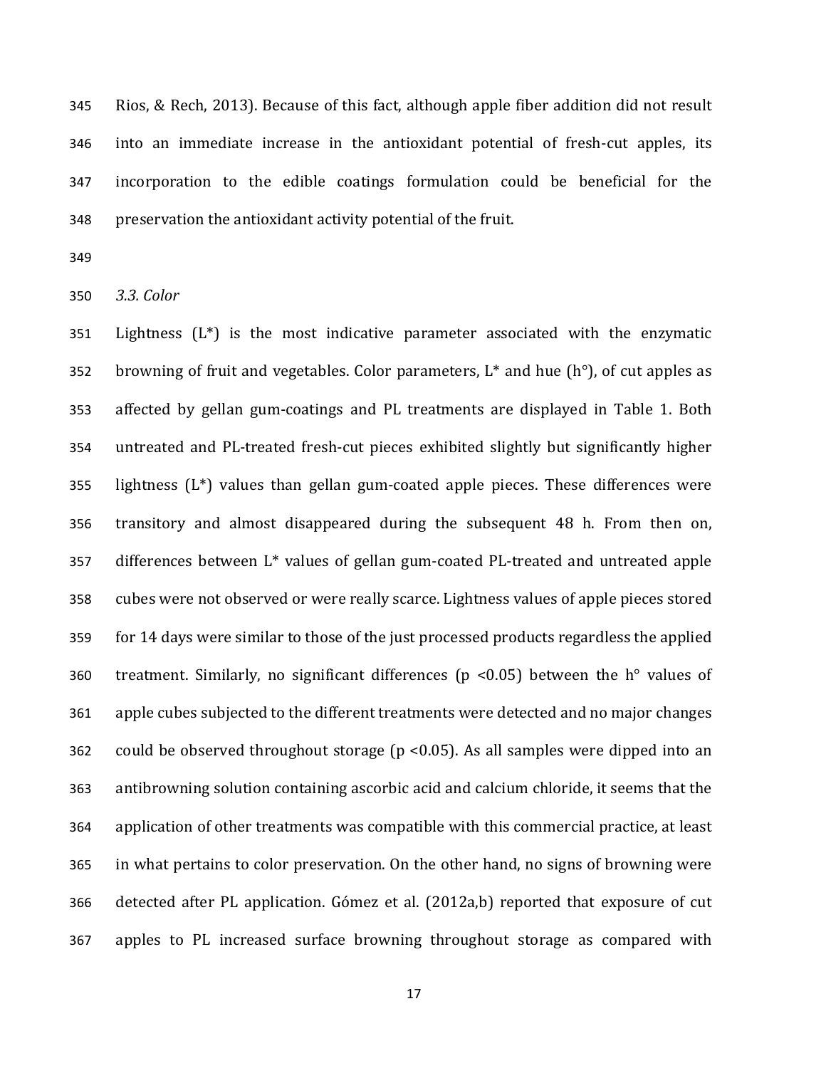Rios, & Rech, 2013). Because of this fact, although apple fiber addition did not result into an immediate increase in the antioxidant potential of fresh-cut apples, its incorporation to the edible coatings formulation could be beneficial for the preservation the antioxidant activity potential of the fruit.

### *3.3. Color*

Lightness (L*) is the most indicative parameter associated with the enzymatic browning of fruit and vegetables. Color parameters, L* and hue (h°), of cut apples as affected by gellan gum-coatings and PL treatments are displayed in Table 1. Both untreated and PL-treated fresh-cut pieces exhibited slightly but significantly higher lightness (L*) values than gellan gum-coated apple pieces. These differences were transitory and almost disappeared during the subsequent 48 h. From then on, differences between L* values of gellan gum-coated PL-treated and untreated apple cubes were not observed or were really scarce. Lightness values of apple pieces stored for 14 days were similar to those of the just processed products regardless the applied treatment. Similarly, no significant differences ($p < 0.05$) between the h° values of apple cubes subjected to the different treatments were detected and no major changes could be observed throughout storage ($p < 0.05$). As all samples were dipped into an antibrowning solution containing ascorbic acid and calcium chloride, it seems that the application of other treatments was compatible with this commercial practice, at least in what pertains to color preservation. On the other hand, no signs of browning were detected after PL application. Gómez et al. (2012a,b) reported that exposure of cut apples to PL increased surface browning throughout storage as compared with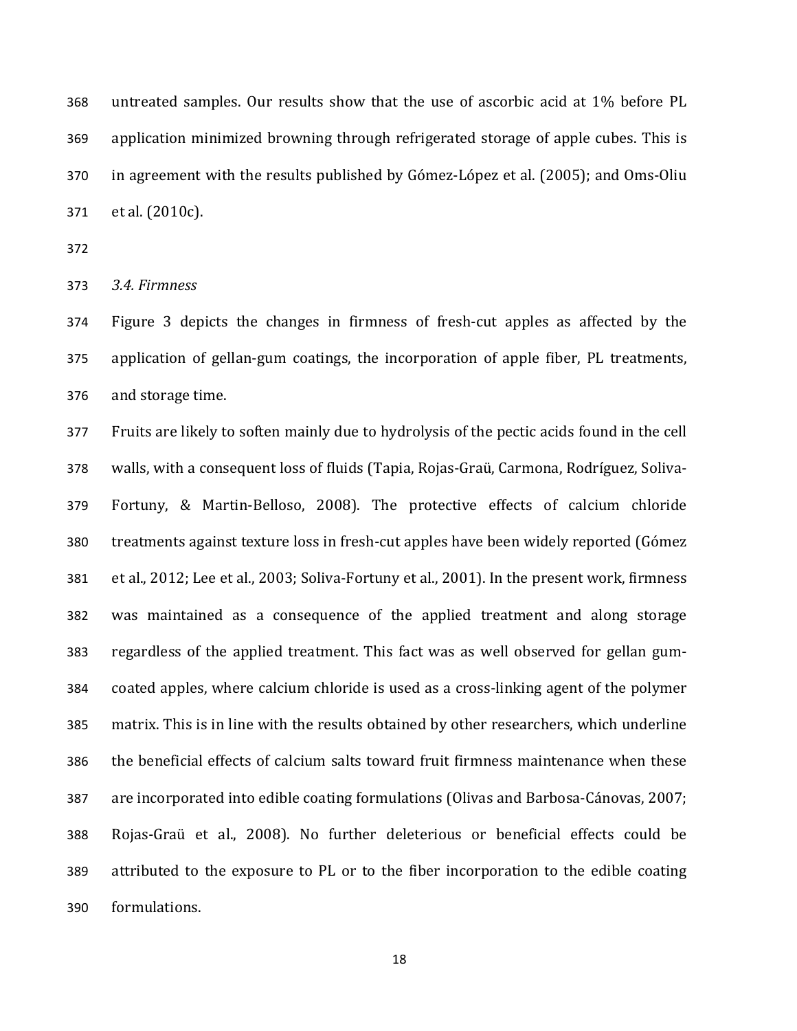untreated samples. Our results show that the use of ascorbic acid at 1% before PL application minimized browning through refrigerated storage of apple cubes. This is in agreement with the results published by Gómez-López et al. (2005); and Oms-Oliu et al. (2010c).

### *3.4. Firmness*

Figure 3 depicts the changes in firmness of fresh-cut apples as affected by the application of gellan-gum coatings, the incorporation of apple fiber, PL treatments, and storage time.

Fruits are likely to soften mainly due to hydrolysis of the pectic acids found in the cell walls, with a consequent loss of fluids (Tapia, Rojas-Graü, Carmona, Rodríguez, Soliva-Fortuny, & Martin-Belloso, 2008). The protective effects of calcium chloride treatments against texture loss in fresh-cut apples have been widely reported (Gómez et al., 2012; Lee et al., 2003; Soliva-Fortuny et al., 2001). In the present work, firmness was maintained as a consequence of the applied treatment and along storage regardless of the applied treatment. This fact was as well observed for gellan gum-coated apples, where calcium chloride is used as a cross-linking agent of the polymer matrix. This is in line with the results obtained by other researchers, which underline the beneficial effects of calcium salts toward fruit firmness maintenance when these are incorporated into edible coating formulations (Olivas and Barbosa-Cánovas, 2007; Rojas-Graü et al., 2008). No further deleterious or beneficial effects could be attributed to the exposure to PL or to the fiber incorporation to the edible coating formulations.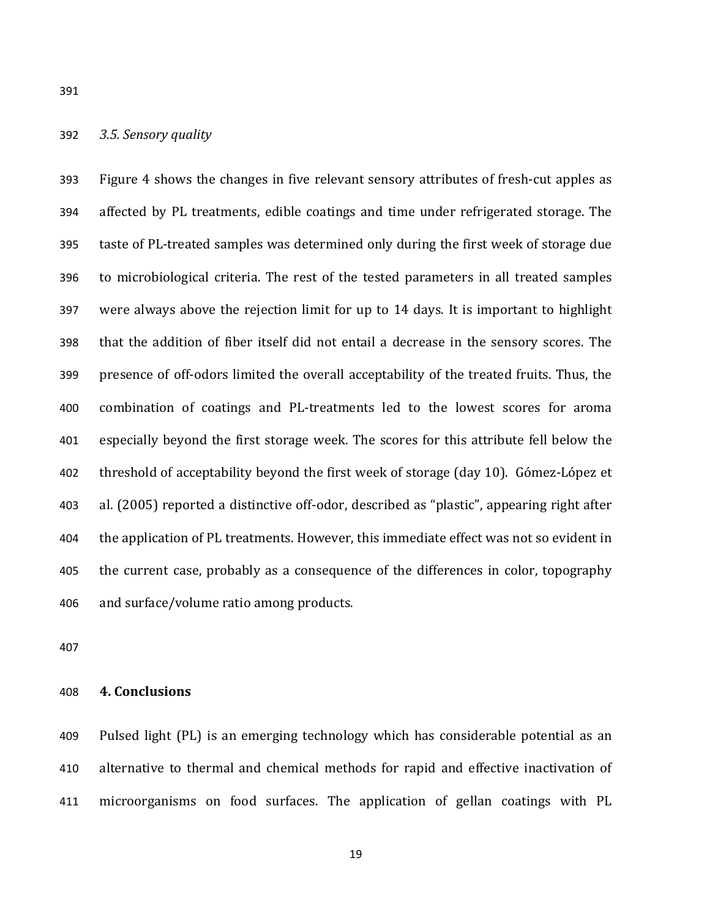### *3.5. Sensory quality*

Figure 4 shows the changes in five relevant sensory attributes of fresh-cut apples as affected by PL treatments, edible coatings and time under refrigerated storage. The taste of PL-treated samples was determined only during the first week of storage due to microbiological criteria. The rest of the tested parameters in all treated samples were always above the rejection limit for up to 14 days. It is important to highlight that the addition of fiber itself did not entail a decrease in the sensory scores. The presence of off-odors limited the overall acceptability of the treated fruits. Thus, the combination of coatings and PL-treatments led to the lowest scores for aroma especially beyond the first storage week. The scores for this attribute fell below the threshold of acceptability beyond the first week of storage (day 10). Gómez-López et al. (2005) reported a distinctive off-odor, described as "plastic", appearing right after the application of PL treatments. However, this immediate effect was not so evident in the current case, probably as a consequence of the differences in color, topography and surface/volume ratio among products.

## 4. Conclusions

Pulsed light (PL) is an emerging technology which has considerable potential as an alternative to thermal and chemical methods for rapid and effective inactivation of microorganisms on food surfaces. The application of gellan coatings with PL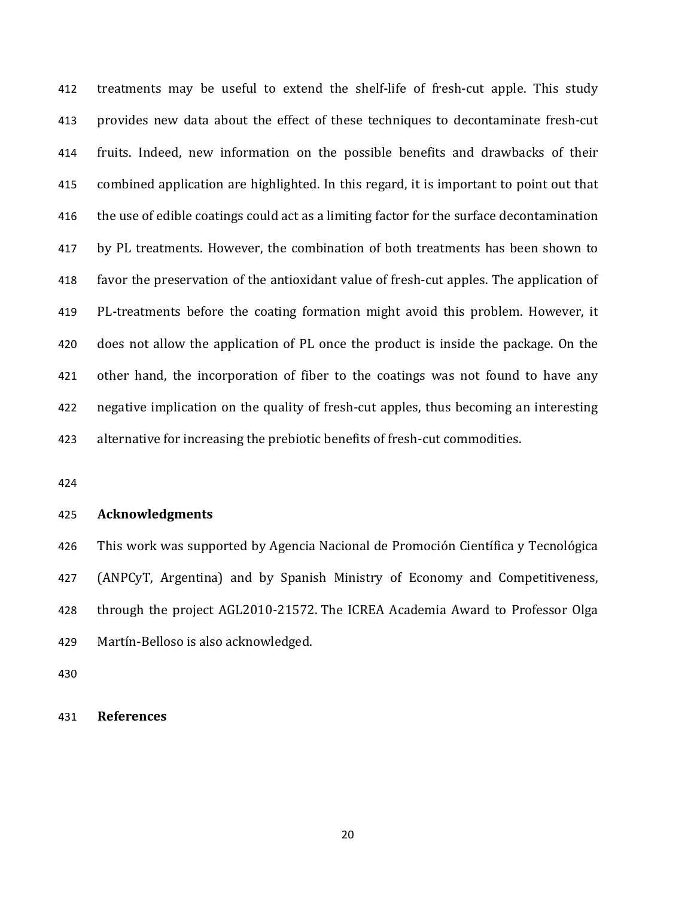treatments may be useful to extend the shelf-life of fresh-cut apple. This study provides new data about the effect of these techniques to decontaminate fresh-cut fruits. Indeed, new information on the possible benefits and drawbacks of their combined application are highlighted. In this regard, it is important to point out that the use of edible coatings could act as a limiting factor for the surface decontamination by PL treatments. However, the combination of both treatments has been shown to favor the preservation of the antioxidant value of fresh-cut apples. The application of PL-treatments before the coating formation might avoid this problem. However, it does not allow the application of PL once the product is inside the package. On the other hand, the incorporation of fiber to the coatings was not found to have any negative implication on the quality of fresh-cut apples, thus becoming an interesting alternative for increasing the prebiotic benefits of fresh-cut commodities.

## Acknowledgments

This work was supported by Agencia Nacional de Promoción Científica y Tecnológica (ANPCyT, Argentina) and by Spanish Ministry of Economy and Competitiveness, through the project AGL2010-21572. The ICREA Academia Award to Professor Olga Martín-Belloso is also acknowledged.

## References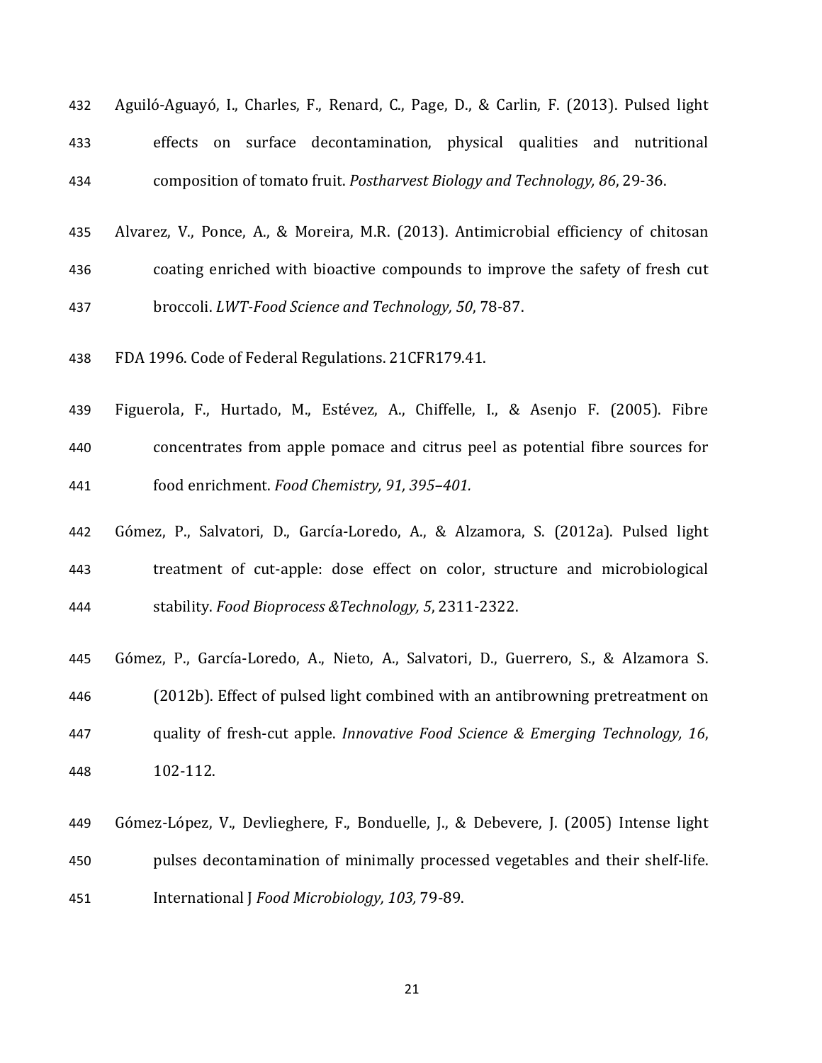Aguiló-Aguayó, I., Charles, F., Renard, C., Page, D., & Carlin, F. (2013). Pulsed light effects on surface decontamination, physical qualities and nutritional composition of tomato fruit. *Postharvest Biology and Technology, 86*, 29-36.

Alvarez, V., Ponce, A., & Moreira, M.R. (2013). Antimicrobial efficiency of chitosan coating enriched with bioactive compounds to improve the safety of fresh cut broccoli. *LWT-Food Science and Technology, 50*, 78-87.

FDA 1996. Code of Federal Regulations. 21CFR179.41.

Figuerola, F., Hurtado, M., Estévez, A., Chiffelle, I., & Asenjo F. (2005). Fibre concentrates from apple pomace and citrus peel as potential fibre sources for food enrichment. *Food Chemistry, 91, 395–401.*

Gómez, P., Salvatori, D., García-Loredo, A., & Alzamora, S. (2012a). Pulsed light treatment of cut-apple: dose effect on color, structure and microbiological stability. *Food Bioprocess &Technology, 5*, 2311-2322.

Gómez, P., García-Loredo, A., Nieto, A., Salvatori, D., Guerrero, S., & Alzamora S. (2012b). Effect of pulsed light combined with an antibrowning pretreatment on quality of fresh-cut apple. *Innovative Food Science & Emerging Technology, 16*, 102-112.

Gómez-López, V., Devlieghere, F., Bonduelle, J., & Debevere, J. (2005) Intense light pulses decontamination of minimally processed vegetables and their shelf-life. International J *Food Microbiology, 103,* 79-89.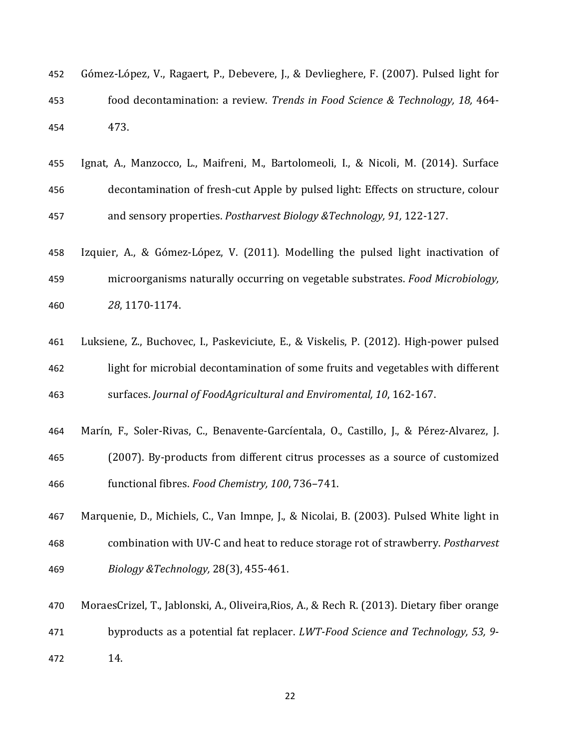Gómez-López, V., Ragaert, P., Debevere, J., & Devlieghere, F. (2007). Pulsed light for food decontamination: a review. *Trends in Food Science & Technology, 18,* 464-473.

Ignat, A., Manzocco, L., Maifreni, M., Bartolomeoli, I., & Nicoli, M. (2014). Surface decontamination of fresh-cut Apple by pulsed light: Effects on structure, colour and sensory properties. *Postharvest Biology &Technology, 91,* 122-127.

Izquier, A., & Gómez-López, V. (2011). Modelling the pulsed light inactivation of microorganisms naturally occurring on vegetable substrates. *Food Microbiology, 28*, 1170-1174.

Luksiene, Z., Buchovec, I., Paskeviciute, E., & Viskelis, P. (2012). High-power pulsed light for microbial decontamination of some fruits and vegetables with different surfaces. *Journal of FoodAgricultural and Enviromental, 10*, 162-167.

Marín, F., Soler-Rivas, C., Benavente-Garcíentala, O., Castillo, J., & Pérez-Alvarez, J. (2007). By-products from different citrus processes as a source of customized functional fibres. *Food Chemistry, 100*, 736–741.

Marquenie, D., Michiels, C., Van Imnpe, J., & Nicolai, B. (2003). Pulsed White light in combination with UV-C and heat to reduce storage rot of strawberry. *Postharvest Biology &Technology,* 28(3), 455-461.

MoraesCrizel, T., Jablonski, A., Oliveira,Rios, A., & Rech R. (2013). Dietary fiber orange byproducts as a potential fat replacer. *LWT-Food Science and Technology, 53, 9*-14.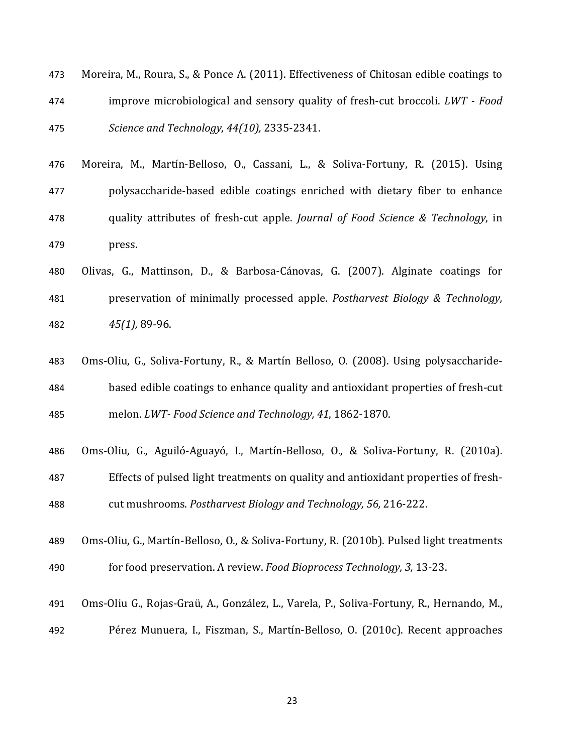Moreira, M., Roura, S., & Ponce A. (2011). Effectiveness of Chitosan edible coatings to improve microbiological and sensory quality of fresh-cut broccoli. *LWT - Food Science and Technology, 44(10),* 2335-2341.

Moreira, M., Martín-Belloso, O., Cassani, L., & Soliva-Fortuny, R. (2015). Using polysaccharide-based edible coatings enriched with dietary fiber to enhance quality attributes of fresh-cut apple. *Journal of Food Science & Technology*, in press.

Olivas, G., Mattinson, D., & Barbosa-Cánovas, G. (2007). Alginate coatings for preservation of minimally processed apple. *Postharvest Biology & Technology, 45(1),* 89-96.

Oms-Oliu, G., Soliva-Fortuny, R., & Martín Belloso, O. (2008). Using polysaccharide-based edible coatings to enhance quality and antioxidant properties of fresh-cut melon. *LWT- Food Science and Technology, 41*, 1862-1870.

Oms-Oliu, G., Aguiló-Aguayó, I., Martín-Belloso, O., & Soliva-Fortuny, R. (2010a). Effects of pulsed light treatments on quality and antioxidant properties of fresh-cut mushrooms. *Postharvest Biology and Technology, 56,* 216-222.

Oms-Oliu, G., Martín-Belloso, O., & Soliva-Fortuny, R. (2010b). Pulsed light treatments for food preservation. A review. *Food Bioprocess Technology, 3,* 13-23.

Oms-Oliu G., Rojas-Graü, A., González, L., Varela, P., Soliva-Fortuny, R., Hernando, M., Pérez Munuera, I., Fiszman, S., Martín-Belloso, O. (2010c). Recent approaches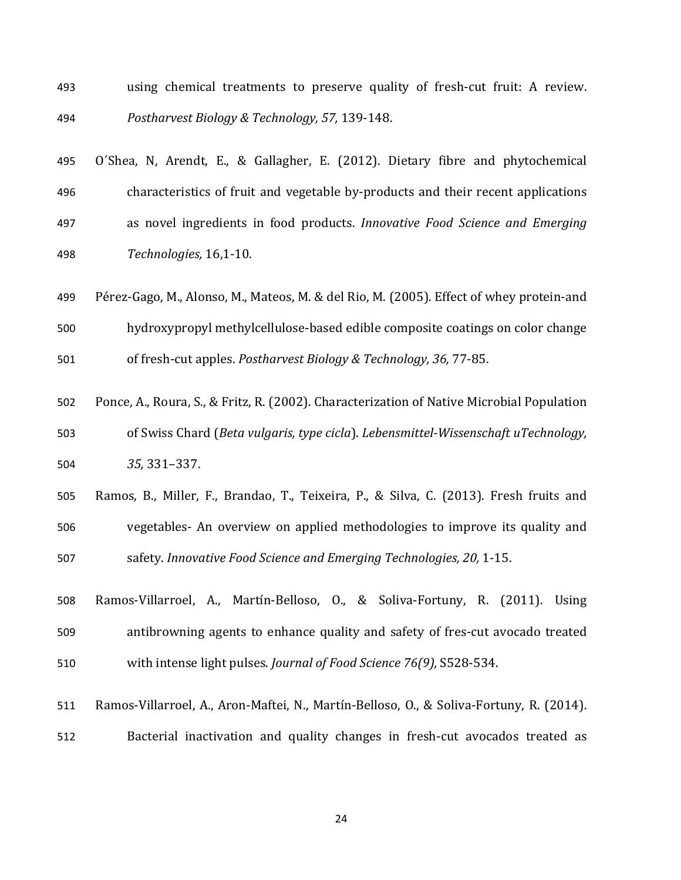using chemical treatments to preserve quality of fresh-cut fruit: A review. *Postharvest Biology & Technology, 57,* 139-148.

O´Shea, N, Arendt, E., & Gallagher, E. (2012). Dietary fibre and phytochemical characteristics of fruit and vegetable by-products and their recent applications as novel ingredients in food products. *Innovative Food Science and Emerging Technologies,* 16,1-10.

Pérez-Gago, M., Alonso, M., Mateos, M. & del Rio, M. (2005). Effect of whey protein-and hydroxypropyl methylcellulose-based edible composite coatings on color change of fresh-cut apples. *Postharvest Biology & Technology, 36,* 77-85.

Ponce, A., Roura, S., & Fritz, R. (2002). Characterization of Native Microbial Population of Swiss Chard (*Beta vulgaris, type cicla*). *Lebensmittel-Wissenschaft uTechnology, 35,* 331–337.

Ramos, B., Miller, F., Brandao, T., Teixeira, P., & Silva, C. (2013). Fresh fruits and vegetables- An overview on applied methodologies to improve its quality and safety. *Innovative Food Science and Emerging Technologies, 20,* 1-15.

Ramos-Villarroel, A., Martín-Belloso, O., & Soliva-Fortuny, R. (2011). Using antibrowning agents to enhance quality and safety of fres-cut avocado treated with intense light pulses. *Journal of Food Science 76(9),* S528-534.

Ramos-Villarroel, A., Aron-Maftei, N., Martín-Belloso, O., & Soliva-Fortuny, R. (2014). Bacterial inactivation and quality changes in fresh-cut avocados treated as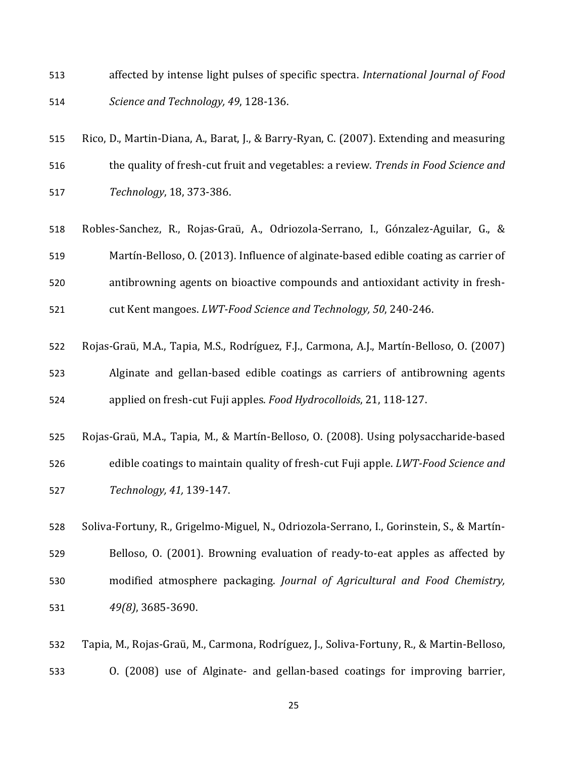affected by intense light pulses of specific spectra. *International Journal of Food Science and Technology, 49*, 128-136.

Rico, D., Martin-Diana, A., Barat, J., & Barry-Ryan, C. (2007). Extending and measuring the quality of fresh-cut fruit and vegetables: a review. *Trends in Food Science and Technology*, 18, 373-386.

Robles-Sanchez, R., Rojas-Graü, A., Odriozola-Serrano, I., Gónzalez-Aguilar, G., & Martín-Belloso, O. (2013). Influence of alginate-based edible coating as carrier of antibrowning agents on bioactive compounds and antioxidant activity in fresh-cut Kent mangoes. *LWT-Food Science and Technology, 50*, 240-246.

Rojas-Graü, M.A., Tapia, M.S., Rodríguez, F.J., Carmona, A.J., Martín-Belloso, O. (2007) Alginate and gellan-based edible coatings as carriers of antibrowning agents applied on fresh-cut Fuji apples. *Food Hydrocolloids*, 21, 118-127.

Rojas-Graü, M.A., Tapia, M., & Martín-Belloso, O. (2008). Using polysaccharide-based edible coatings to maintain quality of fresh-cut Fuji apple. *LWT-Food Science and Technology, 41,* 139-147.

Soliva-Fortuny, R., Grigelmo-Miguel, N., Odriozola-Serrano, I., Gorinstein, S., & Martín-Belloso, O. (2001). Browning evaluation of ready-to-eat apples as affected by modified atmosphere packaging. *Journal of Agricultural and Food Chemistry, 49(8)*, 3685-3690.

Tapia, M., Rojas-Graü, M., Carmona, Rodríguez, J., Soliva-Fortuny, R., & Martin-Belloso, O. (2008) use of Alginate- and gellan-based coatings for improving barrier,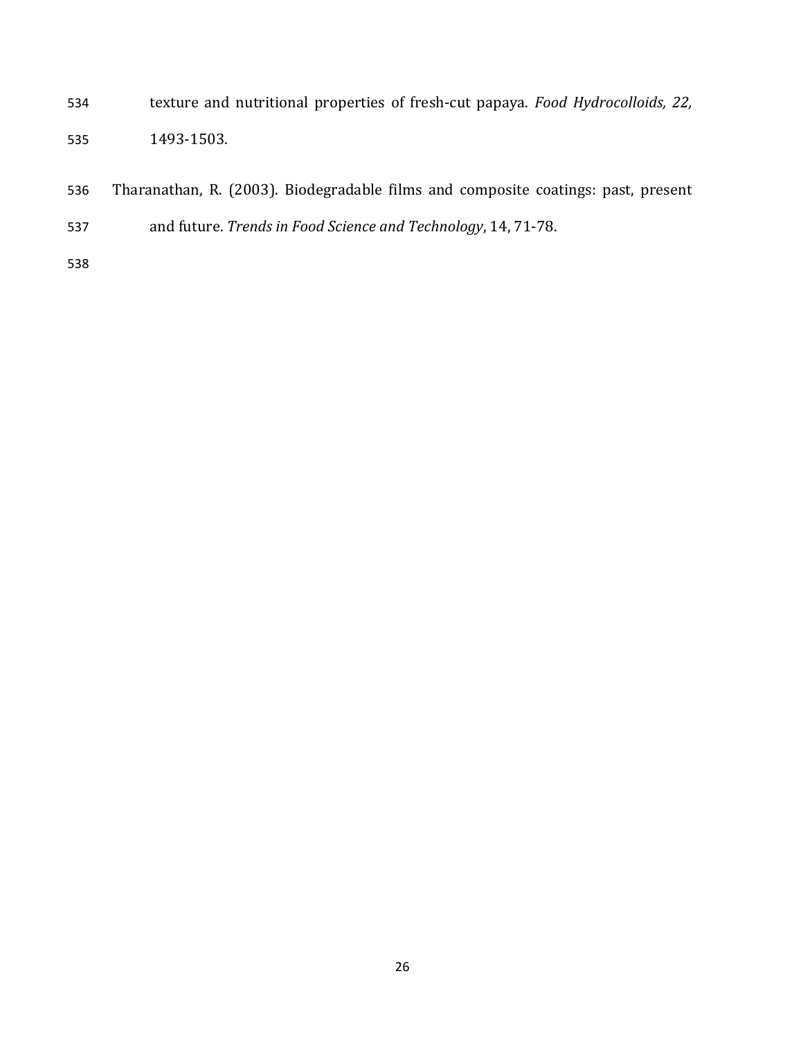texture and nutritional properties of fresh-cut papaya. *Food Hydrocolloids, 22,* 1493-1503.

Tharanathan, R. (2003). Biodegradable films and composite coatings: past, present and future. *Trends in Food Science and Technology*, 14, 71-78.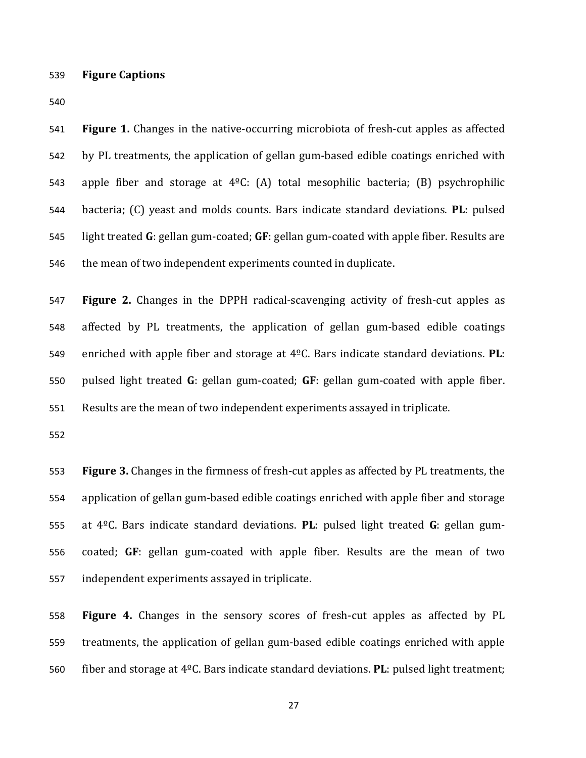**Figure Captions**

**Figure 1.** Changes in the native-occurring microbiota of fresh-cut apples as affected by PL treatments, the application of gellan gum-based edible coatings enriched with apple fiber and storage at 4ºC: (A) total mesophilic bacteria; (B) psychrophilic bacteria; (C) yeast and molds counts. Bars indicate standard deviations. **PL**: pulsed light treated **G**: gellan gum-coated; **GF**: gellan gum-coated with apple fiber. Results are the mean of two independent experiments counted in duplicate.

**Figure 2.** Changes in the DPPH radical-scavenging activity of fresh-cut apples as affected by PL treatments, the application of gellan gum-based edible coatings enriched with apple fiber and storage at 4ºC. Bars indicate standard deviations. **PL**: pulsed light treated **G**: gellan gum-coated; **GF**: gellan gum-coated with apple fiber. Results are the mean of two independent experiments assayed in triplicate.

**Figure 3.** Changes in the firmness of fresh-cut apples as affected by PL treatments, the application of gellan gum-based edible coatings enriched with apple fiber and storage at 4ºC. Bars indicate standard deviations. **PL**: pulsed light treated **G**: gellan gum-coated; **GF**: gellan gum-coated with apple fiber. Results are the mean of two independent experiments assayed in triplicate.

**Figure 4.** Changes in the sensory scores of fresh-cut apples as affected by PL treatments, the application of gellan gum-based edible coatings enriched with apple fiber and storage at 4ºC. Bars indicate standard deviations. **PL**: pulsed light treatment;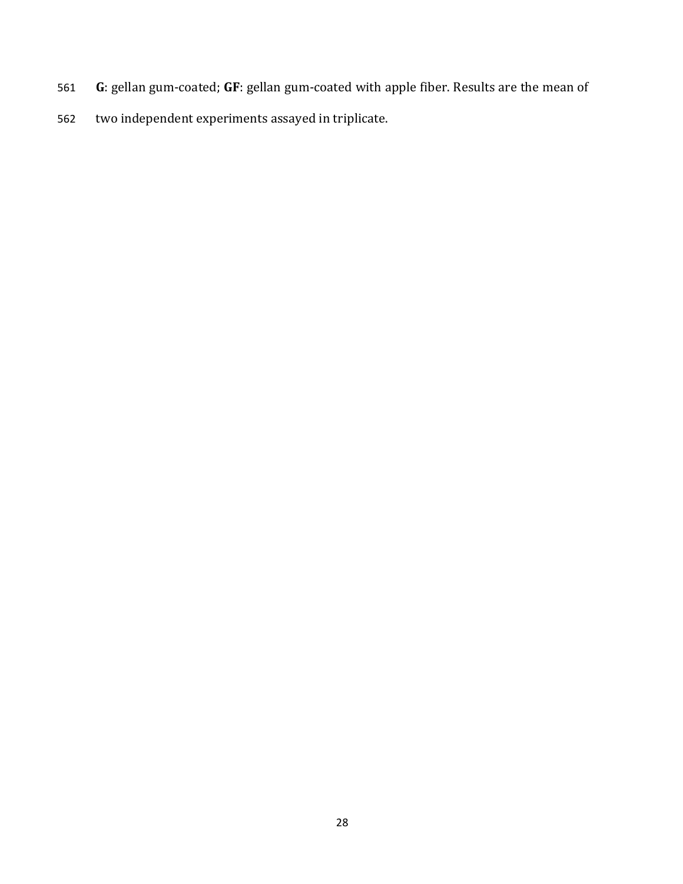**G**: gellan gum-coated; **GF**: gellan gum-coated with apple fiber. Results are the mean of two independent experiments assayed in triplicate.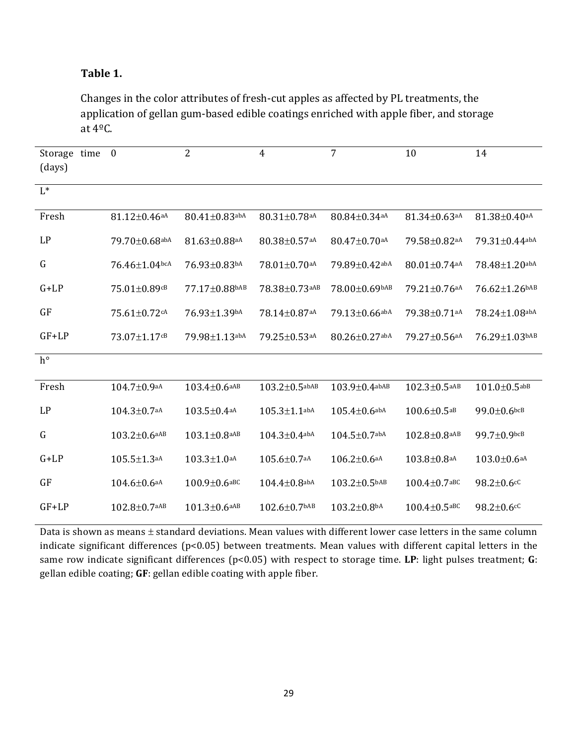**Table 1.**

Changes in the color attributes of fresh-cut apples as affected by PL treatments, the application of gellan gum-based edible coatings enriched with apple fiber, and storage at 4ºC.

| Storage time (days) | 0 | 2 | 4 | 7 | 10 | 14 |
|---|---|---|---|---|---|---|
| L* | | | | | | |
| Fresh | 81.12±0.46$^{aA}$ | 80.41±0.83$^{abA}$ | 80.31±0.78$^{aA}$ | 80.84±0.34$^{aA}$ | 81.34±0.63$^{aA}$ | 81.38±0.40$^{aA}$ |
| LP | 79.70±0.68$^{abA}$ | 81.63±0.88$^{aA}$ | 80.38±0.57$^{aA}$ | 80.47±0.70$^{aA}$ | 79.58±0.82$^{aA}$ | 79.31±0.44$^{abA}$ |
| G | 76.46±1.04$^{bcA}$ | 76.93±0.83$^{bA}$ | 78.01±0.70$^{aA}$ | 79.89±0.42$^{abA}$ | 80.01±0.74$^{aA}$ | 78.48±1.20$^{abA}$ |
| G+LP | 75.01±0.89$^{cB}$ | 77.17±0.88$^{bAB}$ | 78.38±0.73$^{aAB}$ | 78.00±0.69$^{bAB}$ | 79.21±0.76$^{aA}$ | 76.62±1.26$^{bAB}$ |
| GF | 75.61±0.72$^{cA}$ | 76.93±1.39$^{bA}$ | 78.14±0.87$^{aA}$ | 79.13±0.66$^{abA}$ | 79.38±0.71$^{aA}$ | 78.24±1.08$^{abA}$ |
| GF+LP | 73.07±1.17$^{cB}$ | 79.98±1.13$^{abA}$ | 79.25±0.53$^{aA}$ | 80.26±0.27$^{abA}$ | 79.27±0.56$^{aA}$ | 76.29±1.03$^{bAB}$ |
| h° | | | | | | |
| Fresh | 104.7±0.9$^{aA}$ | 103.4±0.6$^{aAB}$ | 103.2±0.5$^{abAB}$ | 103.9±0.4$^{abAB}$ | 102.3±0.5$^{aAB}$ | 101.0±0.5$^{abB}$ |
| LP | 104.3±0.7$^{aA}$ | 103.5±0.4$^{aA}$ | 105.3±1.1$^{abA}$ | 105.4±0.6$^{abA}$ | 100.6±0.5$^{aB}$ | 99.0±0.6$^{bcB}$ |
| G | 103.2±0.6$^{aAB}$ | 103.1±0.8$^{aAB}$ | 104.3±0.4$^{abA}$ | 104.5±0.7$^{abA}$ | 102.8±0.8$^{aAB}$ | 99.7±0.9$^{bcB}$ |
| G+LP | 105.5±1.3$^{aA}$ | 103.3±1.0$^{aA}$ | 105.6±0.7$^{aA}$ | 106.2±0.6$^{aA}$ | 103.8±0.8$^{aA}$ | 103.0±0.6$^{aA}$ |
| GF | 104.6±0.6$^{aA}$ | 100.9±0.6$^{aBC}$ | 104.4±0.8$^{abA}$ | 103.2±0.5$^{bAB}$ | 100.4±0.7$^{aBC}$ | 98.2±0.6$^{cC}$ |
| GF+LP | 102.8±0.7$^{aAB}$ | 101.3±0.6$^{aAB}$ | 102.6±0.7$^{bAB}$ | 103.2±0.8$^{bA}$ | 100.4±0.5$^{aBC}$ | 98.2±0.6$^{cC}$ |

Data is shown as means ± standard deviations. Mean values with different lower case letters in the same column indicate significant differences ($p<0.05$) between treatments. Mean values with different capital letters in the same row indicate significant differences ($p<0.05$) with respect to storage time. **LP**: light pulses treatment; **G**: gellan edible coating; **GF**: gellan edible coating with apple fiber.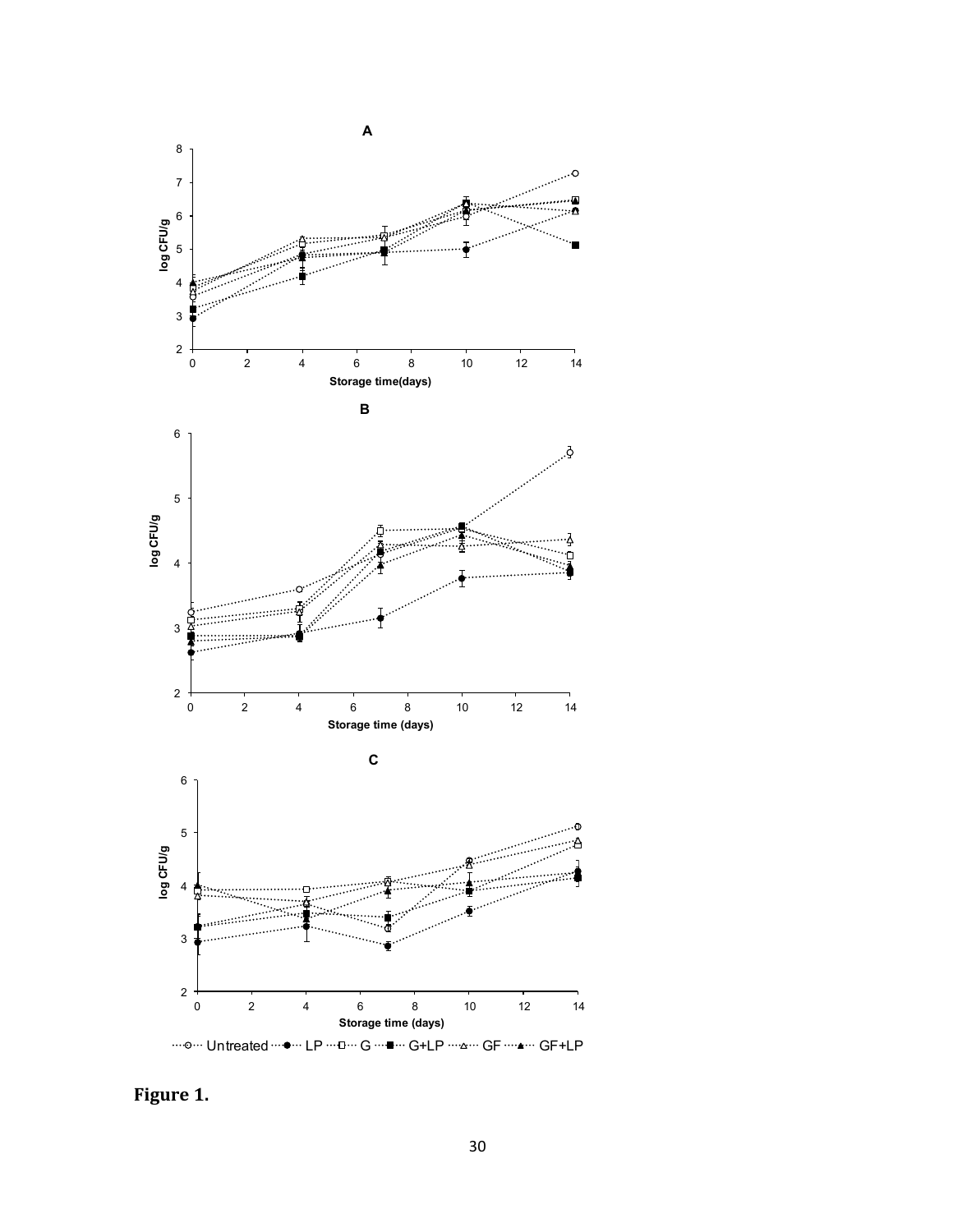**Figure 1.**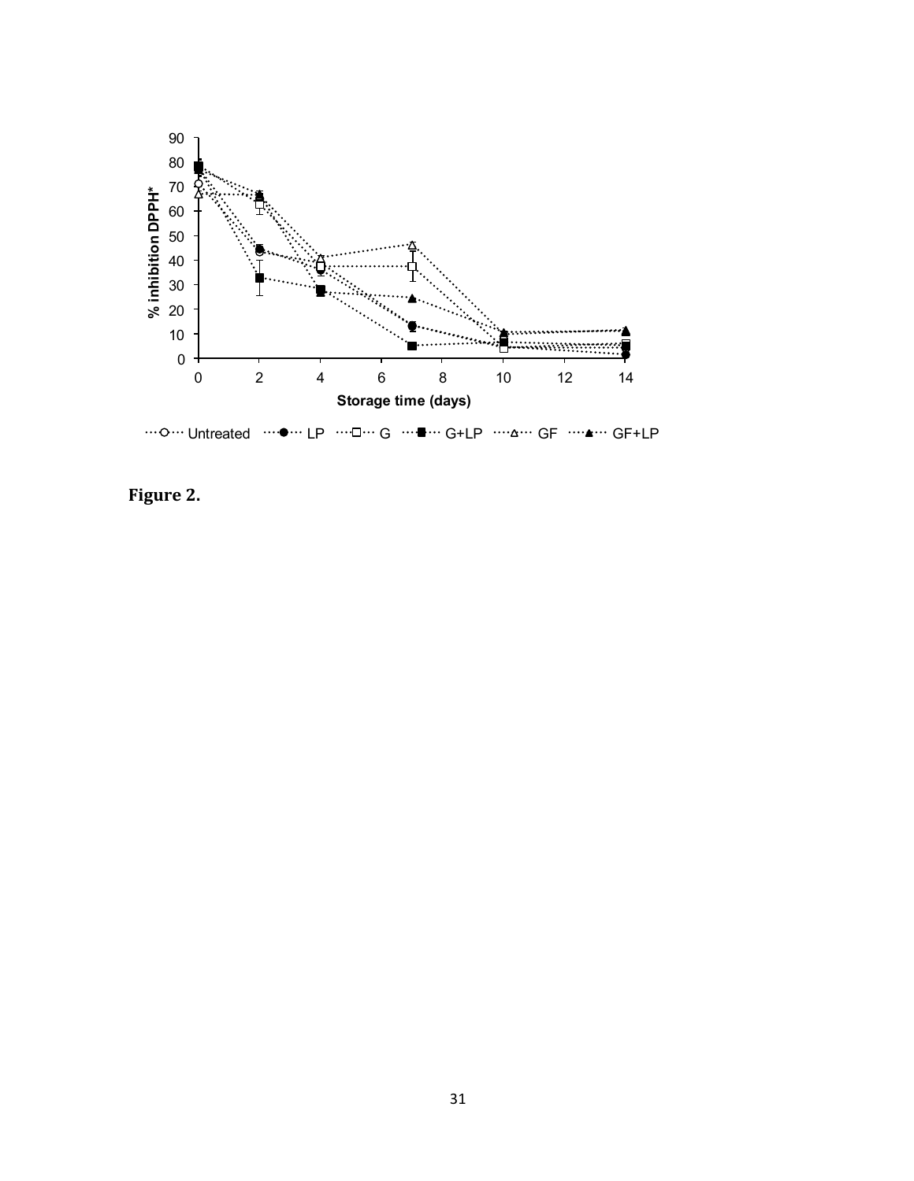**Figure 2.**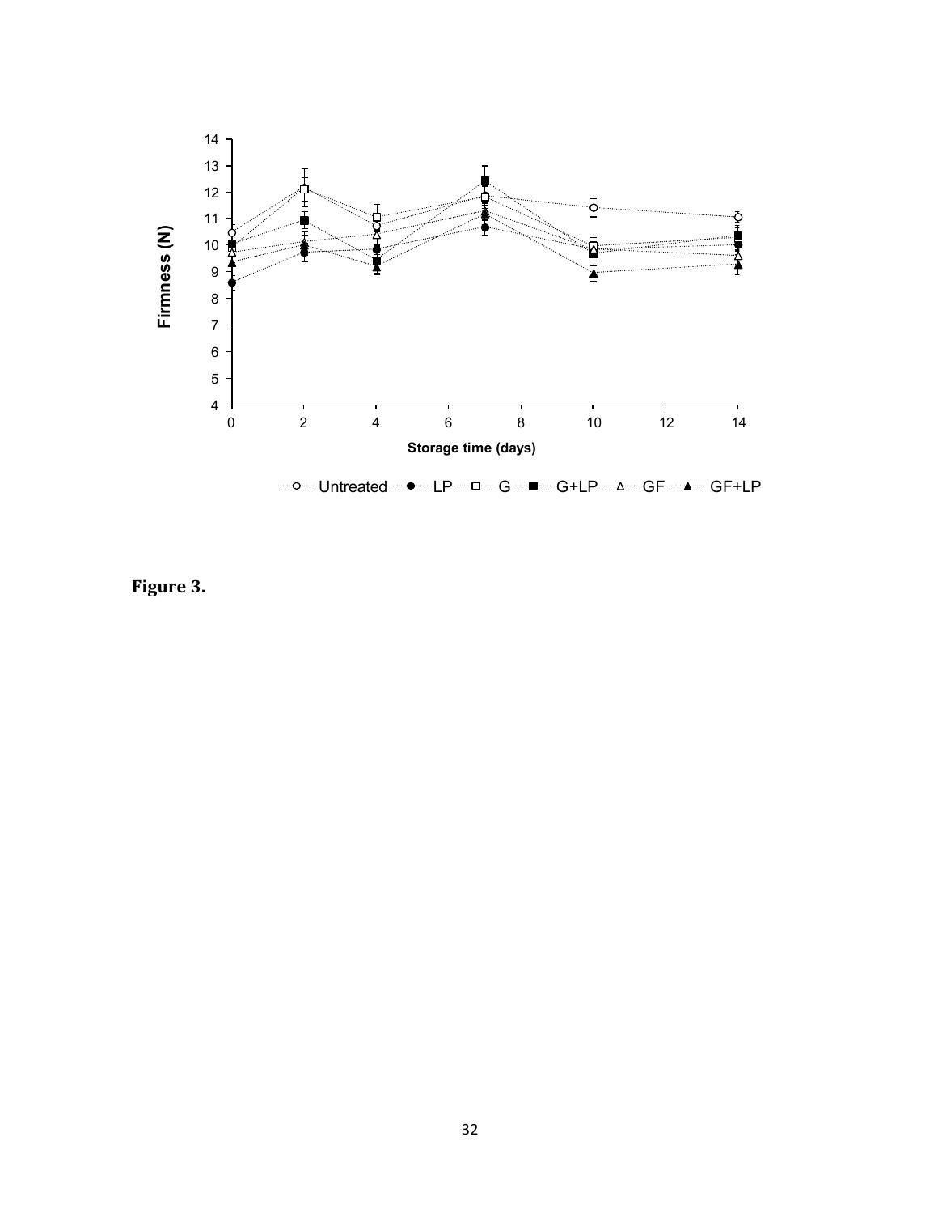**Figure 3.**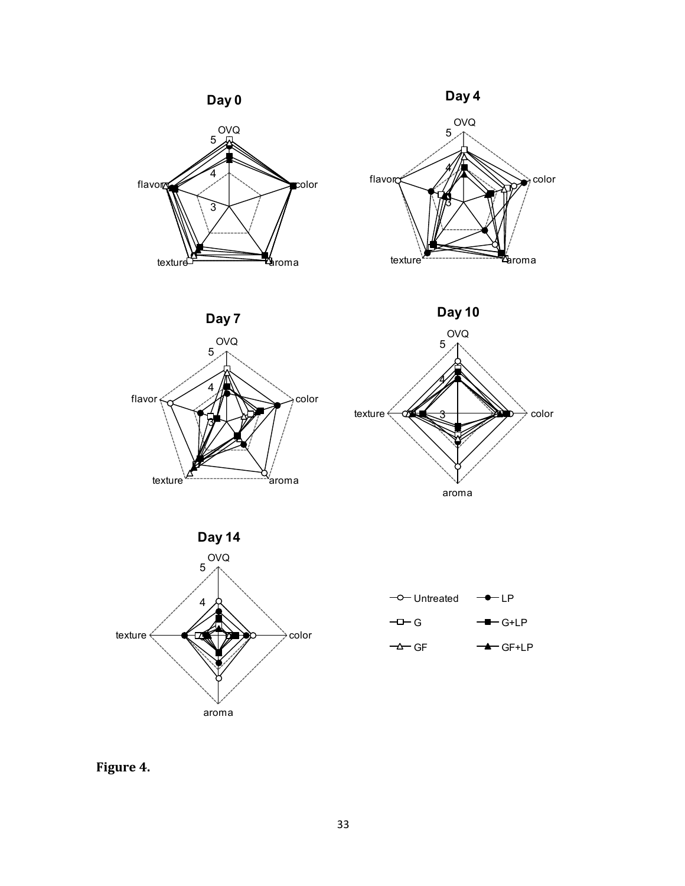Day 0

OVQ
5
4
3
flavor
color
texture
aroma

Day 4

OVQ
5
4
3
flavor
color
texture
aroma

Day 7

OVQ
5
4
3
flavor
color
texture
aroma

Day 10

OVQ
5
4
3
texture
color
aroma

Day 14

OVQ
5
4
texture
color
aroma

Untreated
LP
G
G+LP
GF
GF+LP

**Figure 4.**